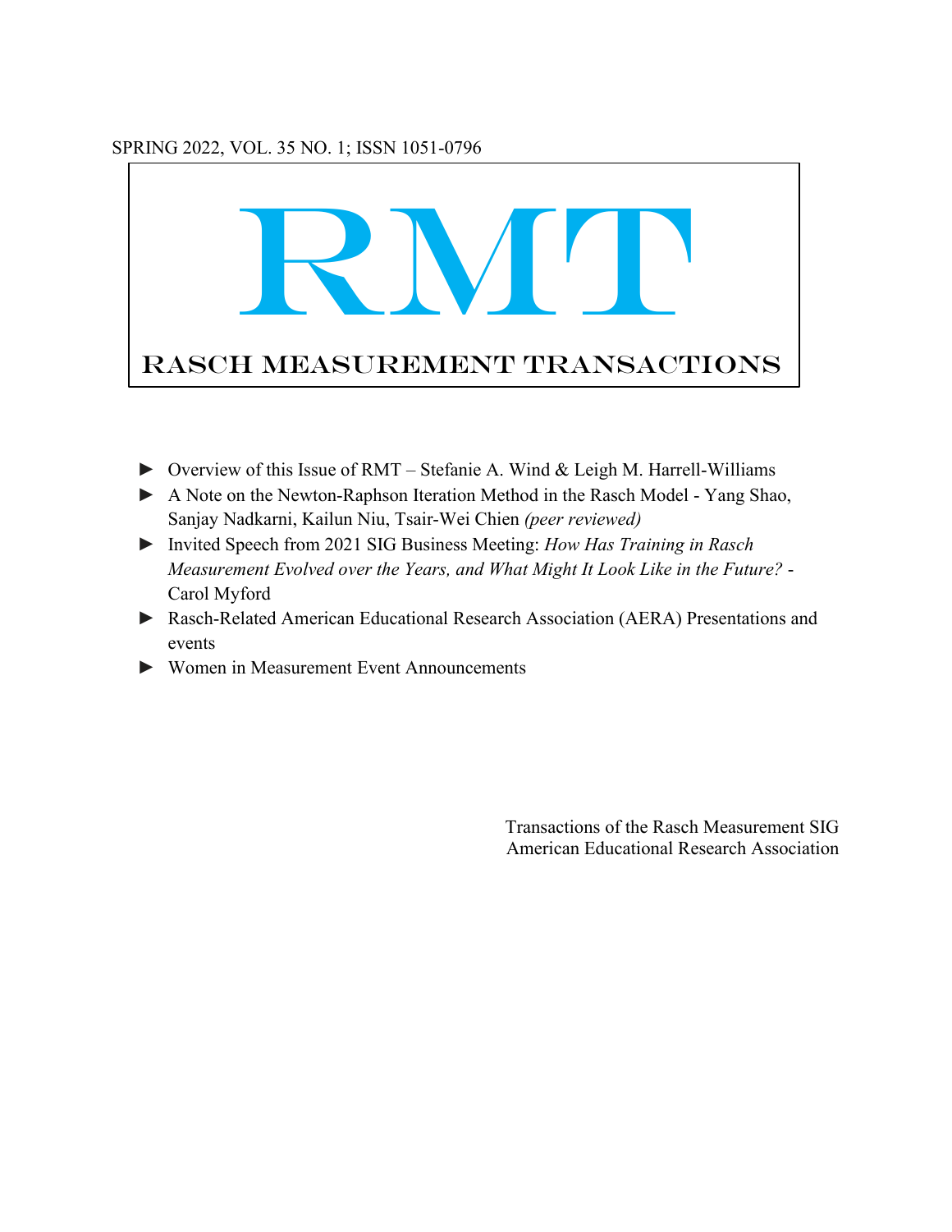SPRING 2022, VOL. 35 NO. 1; ISSN 1051-0796

# RMT

## RASCH MEASUREMENT TRANSACTIONS

- ► Overview of this Issue of RMT – Stefanie A. Wind & Leigh M. Harrell-Williams
- ► A Note on the Newton-Raphson Iteration Method in the Rasch Model - Yang Shao, Sanjay Nadkarni, Kailun Niu, Tsair-Wei Chien *(peer reviewed)*
- ► Invited Speech from 2021 SIG Business Meeting: *How Has Training in Rasch Measurement Evolved over the Years, and What Might It Look Like in the Future? -* Carol Myford
- ► Rasch-Related American Educational Research Association (AERA) Presentations and events
- ► Women in Measurement Event Announcements

Transactions of the Rasch Measurement SIG
American Educational Research Association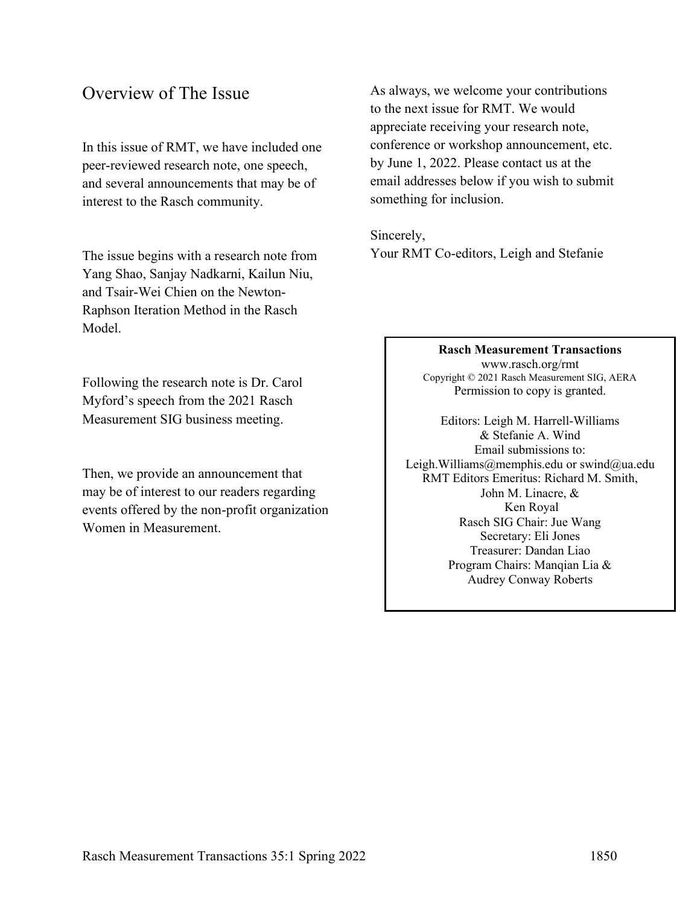## Overview of The Issue

In this issue of RMT, we have included one peer-reviewed research note, one speech, and several announcements that may be of interest to the Rasch community.

The issue begins with a research note from Yang Shao, Sanjay Nadkarni, Kailun Niu, and Tsair-Wei Chien on the Newton-Raphson Iteration Method in the Rasch Model.

Following the research note is Dr. Carol Myford's speech from the 2021 Rasch Measurement SIG business meeting.

Then, we provide an announcement that may be of interest to our readers regarding events offered by the non-profit organization Women in Measurement.

As always, we welcome your contributions to the next issue for RMT. We would appreciate receiving your research note, conference or workshop announcement, etc. by June 1, 2022. Please contact us at the email addresses below if you wish to submit something for inclusion.

Sincerely,
Your RMT Co-editors, Leigh and Stefanie

---

**Rasch Measurement Transactions**
www.rasch.org/rmt
Copyright © 2021 Rasch Measurement SIG, AERA
Permission to copy is granted.

Editors: Leigh M. Harrell-Williams & Stefanie A. Wind
Email submissions to:
Leigh.Williams@memphis.edu or swind@ua.edu
RMT Editors Emeritus: Richard M. Smith, John M. Linacre, & Ken Royal
Rasch SIG Chair: Jue Wang
Secretary: Eli Jones
Treasurer: Dandan Liao
Program Chairs: Manqian Lia & Audrey Conway Roberts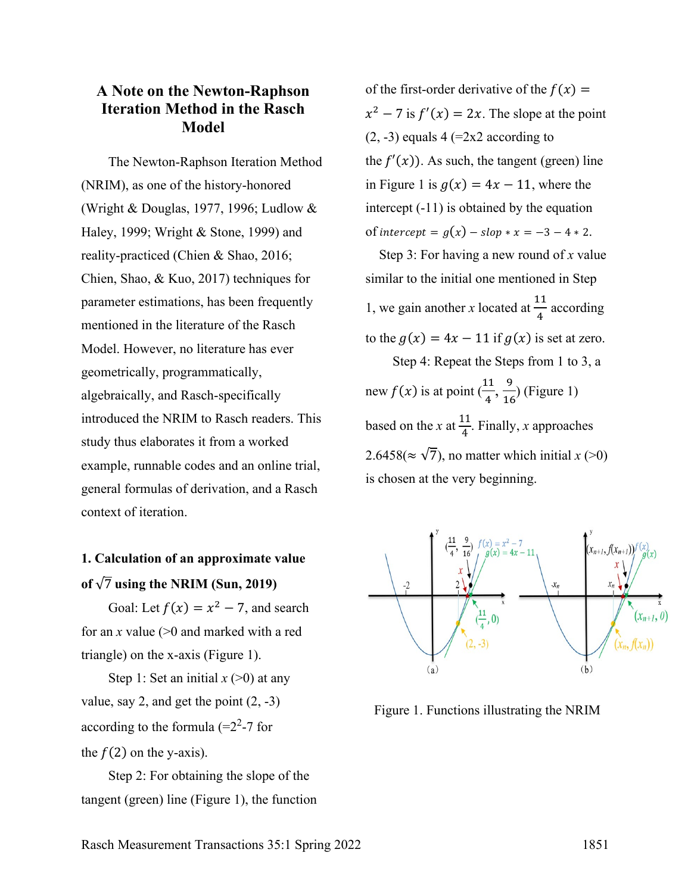# A Note on the Newton-Raphson Iteration Method in the Rasch Model

The Newton-Raphson Iteration Method (NRIM), as one of the history-honored (Wright & Douglas, 1977, 1996; Ludlow & Haley, 1999; Wright & Stone, 1999) and reality-practiced (Chien & Shao, 2016; Chien, Shao, & Kuo, 2017) techniques for parameter estimations, has been frequently mentioned in the literature of the Rasch Model. However, no literature has ever geometrically, programmatically, algebraically, and Rasch-specifically introduced the NRIM to Rasch readers. This study thus elaborates it from a worked example, runnable codes and an online trial, general formulas of derivation, and a Rasch context of iteration.

## 1. Calculation of an approximate value of $\sqrt{7}$ using the NRIM (Sun, 2019)

Goal: Let $f(x) = x^2 - 7$, and search for an $x$ value (>0 and marked with a red triangle) on the x-axis (Figure 1).

Step 1: Set an initial $x$ (>0) at any value, say 2, and get the point (2, -3) according to the formula (=$2^2$-7 for the $f(2)$ on the y-axis).

Step 2: For obtaining the slope of the tangent (green) line (Figure 1), the function of the first-order derivative of the $f(x) = x^2 - 7$ is $f'(x) = 2x$. The slope at the point (2, -3) equals 4 (=2x2 according to the $f'(x)$). As such, the tangent (green) line in Figure 1 is $g(x) = 4x - 11$, where the intercept (-11) is obtained by the equation of $intercept = g(x) - slop * x = -3 - 4 * 2$.

Step 3: For having a new round of $x$ value similar to the initial one mentioned in Step 1, we gain another $x$ located at $\frac{11}{4}$ according to the $g(x) = 4x - 11$ if $g(x)$ is set at zero.

Step 4: Repeat the Steps from 1 to 3, a new $f(x)$ is at point $(\frac{11}{4}, \frac{9}{16})$ (Figure 1) based on the $x$ at $\frac{11}{4}$. Finally, $x$ approaches 2.6458($\approx \sqrt{7}$), no matter which initial $x$ (>0) is chosen at the very beginning.

Figure 1. Functions illustrating the NRIM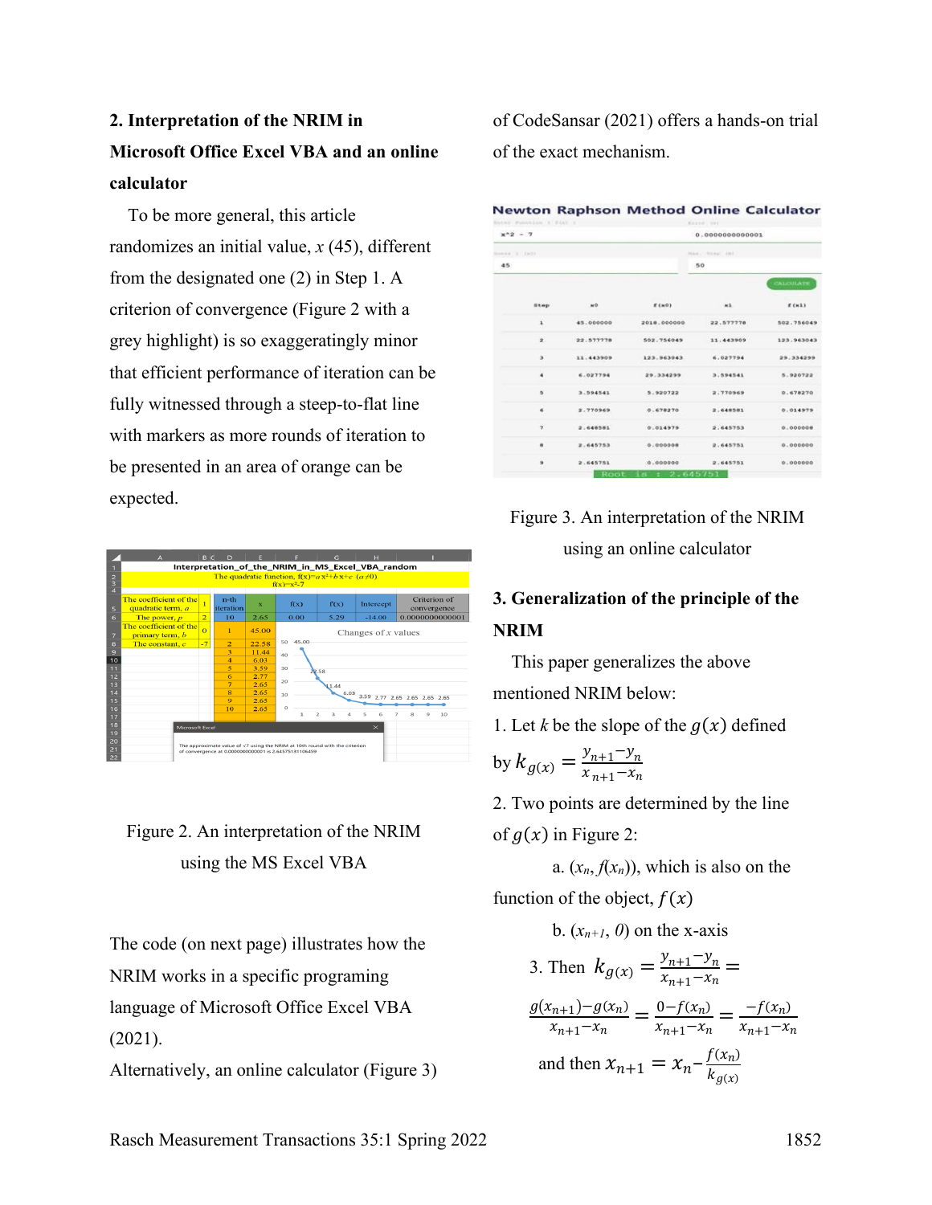## 2. Interpretation of the NRIM in Microsoft Office Excel VBA and an online calculator

To be more general, this article randomizes an initial value, *x* (45), different from the designated one (2) in Step 1. A criterion of convergence (Figure 2 with a grey highlight) is so exaggeratingly minor that efficient performance of iteration can be fully witnessed through a steep-to-flat line with markers as more rounds of iteration to be presented in an area of orange can be expected.

Figure 2. An interpretation of the NRIM using the MS Excel VBA

The code (on next page) illustrates how the NRIM works in a specific programing language of Microsoft Office Excel VBA (2021).

Alternatively, an online calculator (Figure 3) of CodeSansar (2021) offers a hands-on trial of the exact mechanism.

Figure 3. An interpretation of the NRIM using an online calculator

## 3. Generalization of the principle of the NRIM

This paper generalizes the above mentioned NRIM below:

1. Let *k* be the slope of the $g(x)$ defined by $k_{g(x)} = \frac{y_{n+1} - y_n}{x_{n+1} - x_n}$

2. Two points are determined by the line of $g(x)$ in Figure 2:

   a. $(x_n, f(x_n))$, which is also on the function of the object, $f(x)$

   b. $(x_{n+1}, 0)$ on the x-axis

3. Then $k_{g(x)} = \frac{y_{n+1} - y_n}{x_{n+1} - x_n} = \frac{g(x_{n+1}) - g(x_n)}{x_{n+1} - x_n} = \frac{0 - f(x_n)}{x_{n+1} - x_n} = \frac{-f(x_n)}{x_{n+1} - x_n}$

   and then $x_{n+1} = x_n - \frac{f(x_n)}{k_{g(x)}}$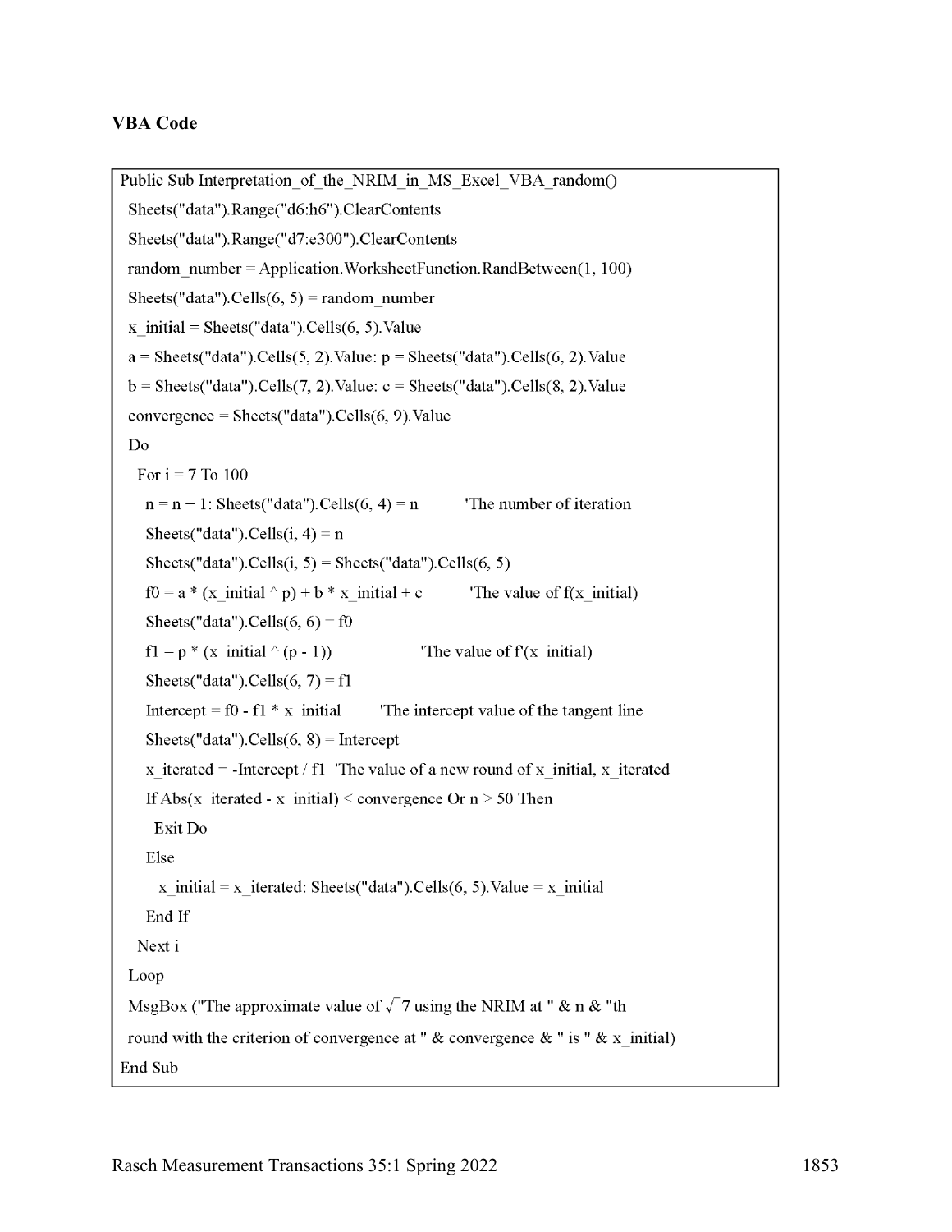**VBA Code**

```
Public Sub Interpretation_of_the_NRIM_in_MS_Excel_VBA_random()
 Sheets("data").Range("d6:h6").ClearContents
 Sheets("data").Range("d7:e300").ClearContents
 random_number = Application.WorksheetFunction.RandBetween(1, 100)
 Sheets("data").Cells(6, 5) = random_number
 x_initial = Sheets("data").Cells(6, 5).Value
 a = Sheets("data").Cells(5, 2).Value: p = Sheets("data").Cells(6, 2).Value
 b = Sheets("data").Cells(7, 2).Value: c = Sheets("data").Cells(8, 2).Value
 convergence = Sheets("data").Cells(6, 9).Value
 Do
  For i = 7 To 100
    n = n + 1: Sheets("data").Cells(6, 4) = n          'The number of iteration
    Sheets("data").Cells(i, 4) = n
    Sheets("data").Cells(i, 5) = Sheets("data").Cells(6, 5)
    f0 = a * (x_initial ^ p) + b * x_initial + c          'The value of f(x_initial)
    Sheets("data").Cells(6, 6) = f0
    f1 = p * (x_initial ^ (p - 1))                    'The value of f'(x_initial)
    Sheets("data").Cells(6, 7) = f1
    Intercept = f0 - f1 * x_initial        'The intercept value of the tangent line
    Sheets("data").Cells(6, 8) = Intercept
    x_iterated = -Intercept / f1  'The value of a new round of x_initial, x_iterated
    If Abs(x_iterated - x_initial) < convergence Or n > 50 Then
      Exit Do
    Else
      x_initial = x_iterated: Sheets("data").Cells(6, 5).Value = x_initial
    End If
  Next i
 Loop
 MsgBox ("The approximate value of √7 using the NRIM at " & n & "th
 round with the criterion of convergence at " & convergence & " is " & x_initial)
End Sub
```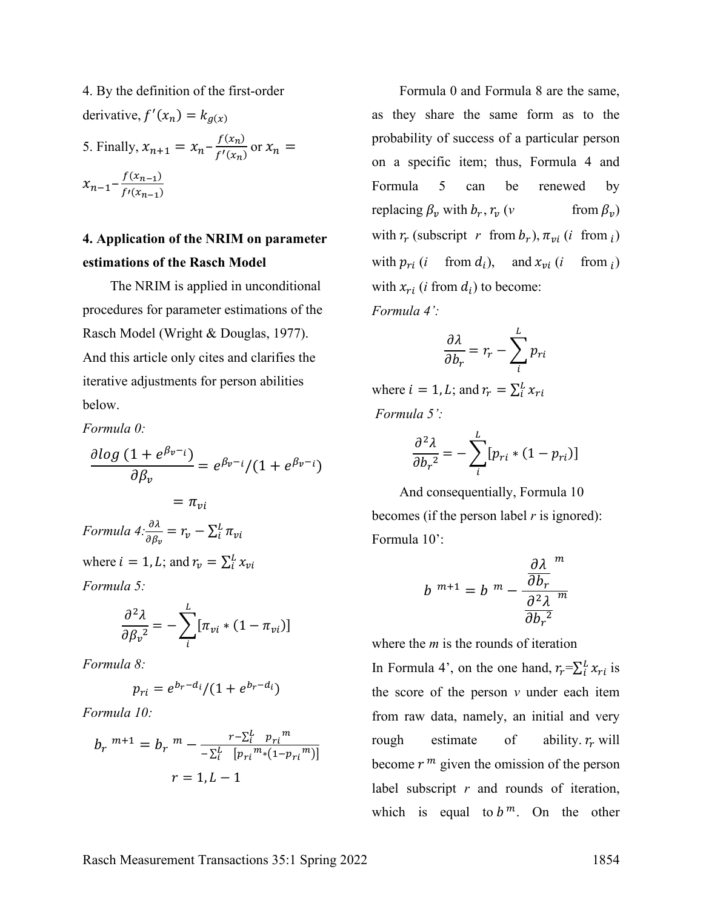4. By the definition of the first-order derivative, $f'(x_n) = k_{g(x)}$

5. Finally, $x_{n+1} = x_n - \frac{f(x_n)}{f'(x_n)}$ or $x_n = x_{n-1} - \frac{f(x_{n-1})}{f'(x_{n-1})}$

## 4. Application of the NRIM on parameter estimations of the Rasch Model

The NRIM is applied in unconditional procedures for parameter estimations of the Rasch Model (Wright & Douglas, 1977). And this article only cites and clarifies the iterative adjustments for person abilities below.

*Formula 0:*

$$\frac{\partial log\,(1+e^{\beta_v - {}_i})}{\partial \beta_v} = e^{\beta_v - {}_i}/(1+e^{\beta_v - {}_i})$$

$$= \pi_{vi}$$

*Formula 4:* $\frac{\partial \lambda}{\partial \beta_v} = r_v - \sum_i^L \pi_{vi}$

where $i = 1, L$; and $r_v = \sum_i^L x_{vi}$

*Formula 5:*

$$\frac{\partial^2 \lambda}{\partial {\beta_v}^2} = -\sum_i^L [\pi_{vi} * (1-\pi_{vi})]$$

*Formula 8:*

$$p_{ri} = e^{b_r - d_i}/(1+e^{b_r - d_i})$$

*Formula 10:*

$$b_r^{\ m+1} = b_r^{\ m} - \frac{r - \sum_i^L \ {p_{ri}}^m}{-\sum_i^L \ [{p_{ri}}^m * (1-{p_{ri}}^m)]}$$

$$r = 1, L-1$$

Formula 0 and Formula 8 are the same, as they share the same form as to the probability of success of a particular person on a specific item; thus, Formula 4 and Formula 5 can be renewed by replacing $\beta_v$ with $b_r$, $r_v$ ($v$ from $\beta_v$) with $r_r$ (subscript $r$ from $b_r$), $\pi_{vi}$ ($i$ from ${}_i$) with $p_{ri}$ ($i$ from $d_i$), and $x_{vi}$ ($i$ from ${}_i$) with $x_{ri}$ ($i$ from $d_i$) to become:

*Formula 4':*

$$\frac{\partial \lambda}{\partial b_r} = r_r - \sum_i^L p_{ri}$$

where $i = 1, L$; and $r_r = \sum_i^L x_{ri}$

*Formula 5':*

$$\frac{\partial^2 \lambda}{\partial {b_r}^2} = -\sum_i^L [p_{ri} * (1-p_{ri})]$$

And consequentially, Formula 10 becomes (if the person label *r* is ignored):

Formula 10':

$$b^{\ m+1} = b^{\ m} - \frac{\frac{\partial \lambda}{\partial b_r}^{\ m}}{\frac{\partial^2 \lambda}{\partial {b_r}^2}^{\ m}}$$

where the *m* is the rounds of iteration

In Formula 4', on the one hand, $r_r = \sum_i^L x_{ri}$ is the score of the person *v* under each item from raw data, namely, an initial and very rough estimate of ability. $r_r$ will become $r^m$ given the omission of the person label subscript *r* and rounds of iteration, which is equal to $b^m$. On the other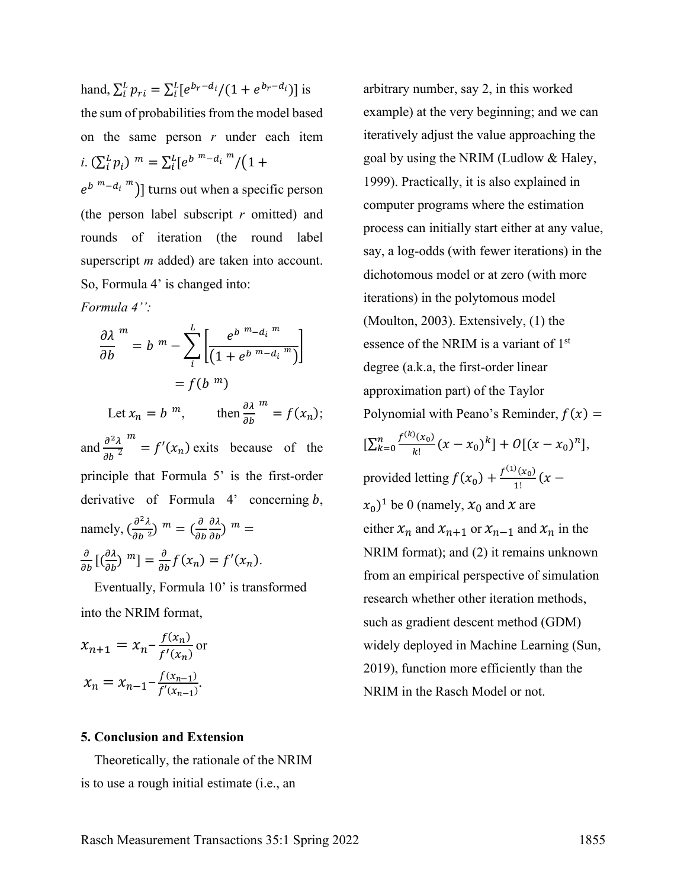hand, $\sum_i^L p_{ri} = \sum_i^L [e^{b_r - d_i}/(1 + e^{b_r - d_i})]$ is the sum of probabilities from the model based on the same person *r* under each item *i*. $(\sum_i^L p_i)^{\ m} = \sum_i^L [e^{b^{\ m} - d_i^{\ m}}/(1 + e^{b^{\ m} - d_i^{\ m}})]$ turns out when a specific person (the person label subscript *r* omitted) and rounds of iteration (the round label superscript *m* added) are taken into account. So, Formula 4' is changed into:

*Formula 4'':*

$$\frac{\partial \lambda}{\partial b}^{\ m} = b^{\ m} - \sum_i^L \left[ \frac{e^{b^{\ m} - d_i^{\ m}}}{\left(1 + e^{b^{\ m} - d_i^{\ m}}\right)} \right] = f(b^{\ m})$$

Let $x_n = b^{\ m}$, then $\frac{\partial \lambda}{\partial b}^{\ m} = f(x_n)$; and $\frac{\partial^2 \lambda}{\partial b^{\ 2}}^{\ m} = f'(x_n)$ exits because of the principle that Formula 5' is the first-order derivative of Formula 4' concerning $b$, namely, $(\frac{\partial^2 \lambda}{\partial b^{\ 2}})^{\ m} = (\frac{\partial}{\partial b}\frac{\partial \lambda}{\partial b})^{\ m} = \frac{\partial}{\partial b}[(\frac{\partial \lambda}{\partial b})^{\ m}] = \frac{\partial}{\partial b} f(x_n) = f'(x_n)$.

Eventually, Formula 10' is transformed into the NRIM format,

$$x_{n+1} = x_n - \frac{f(x_n)}{f'(x_n)} \text{ or}$$

$$x_n = x_{n-1} - \frac{f(x_{n-1})}{f'(x_{n-1})}.$$

## 5. Conclusion and Extension

Theoretically, the rationale of the NRIM is to use a rough initial estimate (i.e., an arbitrary number, say 2, in this worked example) at the very beginning; and we can iteratively adjust the value approaching the goal by using the NRIM (Ludlow & Haley, 1999). Practically, it is also explained in computer programs where the estimation process can initially start either at any value, say, a log-odds (with fewer iterations) in the dichotomous model or at zero (with more iterations) in the polytomous model (Moulton, 2003). Extensively, (1) the essence of the NRIM is a variant of 1st degree (a.k.a, the first-order linear approximation part) of the Taylor Polynomial with Peano's Reminder, $f(x) = [\sum_{k=0}^{n} \frac{f^{(k)}(x_0)}{k!}(x - x_0)^k] + O[(x - x_0)^n]$, provided letting $f(x_0) + \frac{f^{(1)}(x_0)}{1!}(x - x_0)^1$ be 0 (namely, $x_0$ and $x$ are either $x_n$ and $x_{n+1}$ or $x_{n-1}$ and $x_n$ in the NRIM format); and (2) it remains unknown from an empirical perspective of simulation research whether other iteration methods, such as gradient descent method (GDM) widely deployed in Machine Learning (Sun, 2019), function more efficiently than the NRIM in the Rasch Model or not.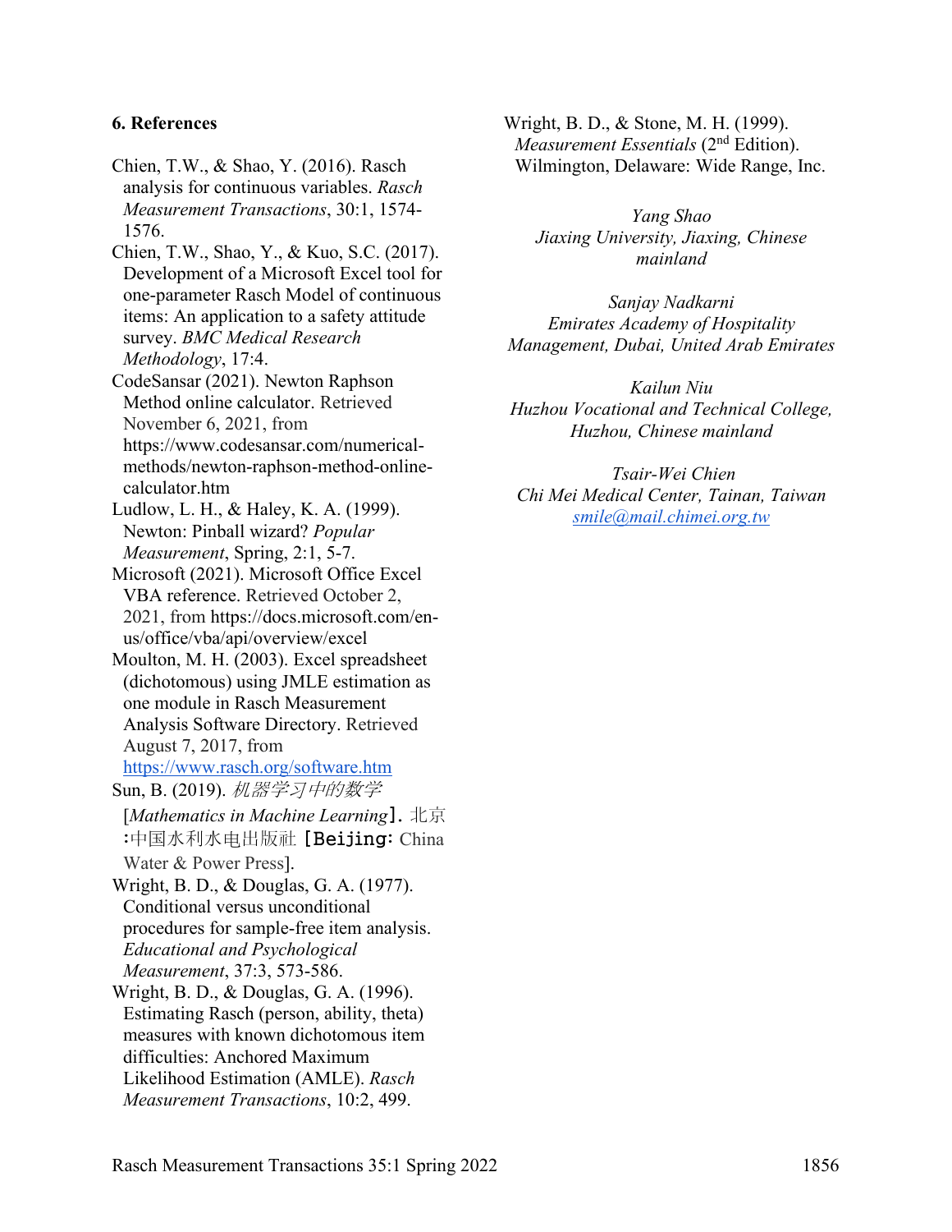## 6. References

Chien, T.W., & Shao, Y. (2016). Rasch analysis for continuous variables. *Rasch Measurement Transactions*, 30:1, 1574-1576.

Chien, T.W., Shao, Y., & Kuo, S.C. (2017). Development of a Microsoft Excel tool for one-parameter Rasch Model of continuous items: An application to a safety attitude survey. *BMC Medical Research Methodology*, 17:4.

CodeSansar (2021). Newton Raphson Method online calculator. Retrieved November 6, 2021, from https://www.codesansar.com/numerical-methods/newton-raphson-method-online-calculator.htm

Ludlow, L. H., & Haley, K. A. (1999). Newton: Pinball wizard? *Popular Measurement*, Spring, 2:1, 5-7.

Microsoft (2021). Microsoft Office Excel VBA reference. Retrieved October 2, 2021, from https://docs.microsoft.com/en-us/office/vba/api/overview/excel

Moulton, M. H. (2003). Excel spreadsheet (dichotomous) using JMLE estimation as one module in Rasch Measurement Analysis Software Directory. Retrieved August 7, 2017, from https://www.rasch.org/software.htm

Sun, B. (2019). *机器学习中的数学* [*Mathematics in Machine Learning*]. 北京:中国水利水电出版社 [Beijing: China Water & Power Press].

Wright, B. D., & Douglas, G. A. (1977). Conditional versus unconditional procedures for sample-free item analysis. *Educational and Psychological Measurement*, 37:3, 573-586.

Wright, B. D., & Douglas, G. A. (1996). Estimating Rasch (person, ability, theta) measures with known dichotomous item difficulties: Anchored Maximum Likelihood Estimation (AMLE). *Rasch Measurement Transactions*, 10:2, 499.

Wright, B. D., & Stone, M. H. (1999). *Measurement Essentials* (2nd Edition). Wilmington, Delaware: Wide Range, Inc.

*Yang Shao*
*Jiaxing University, Jiaxing, Chinese mainland*

*Sanjay Nadkarni*
*Emirates Academy of Hospitality Management, Dubai, United Arab Emirates*

*Kailun Niu*
*Huzhou Vocational and Technical College, Huzhou, Chinese mainland*

*Tsair-Wei Chien*
*Chi Mei Medical Center, Tainan, Taiwan*
*smile@mail.chimei.org.tw*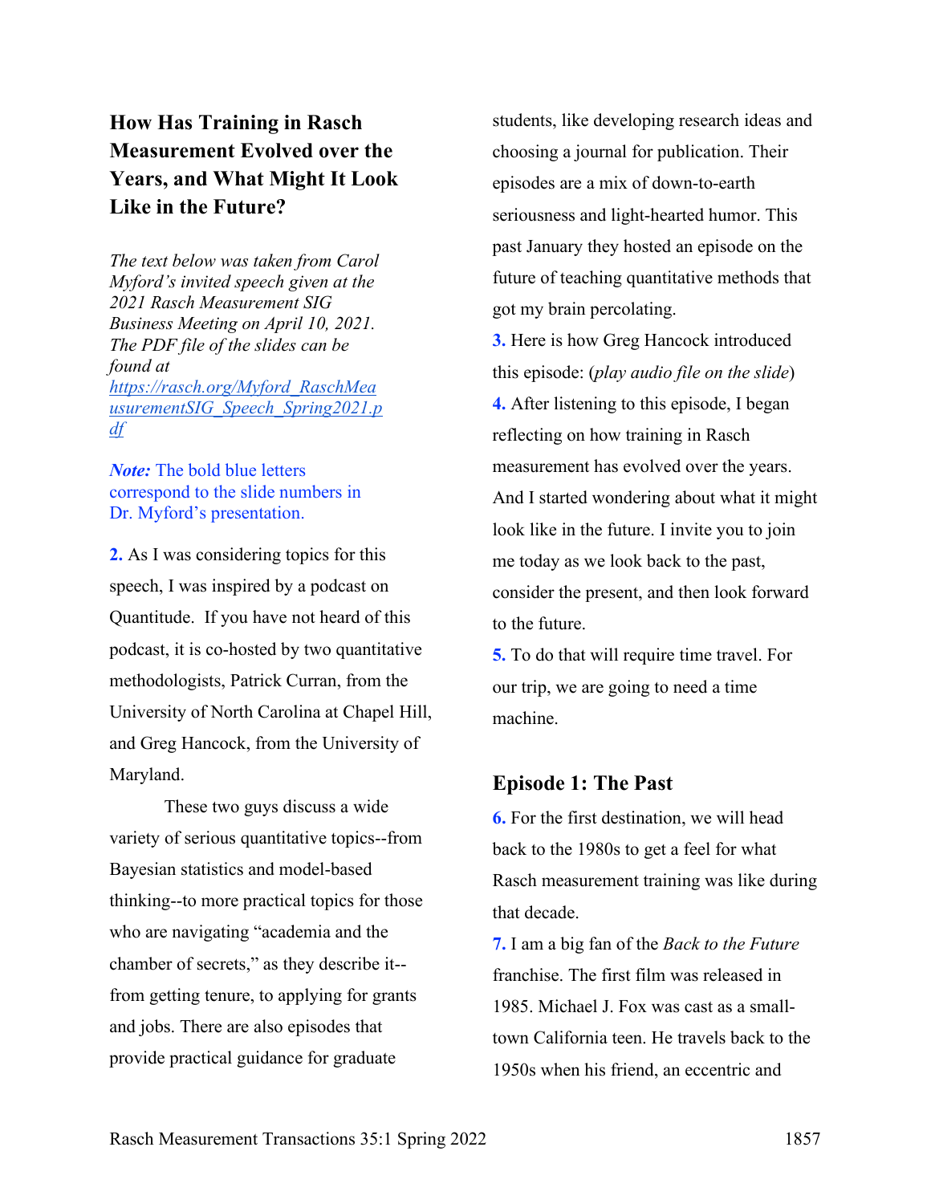## How Has Training in Rasch Measurement Evolved over the Years, and What Might It Look Like in the Future?

*The text below was taken from Carol Myford's invited speech given at the 2021 Rasch Measurement SIG Business Meeting on April 10, 2021. The PDF file of the slides can be found at [https://rasch.org/Myford_RaschMeasurementSIG_Speech_Spring2021.pdf](https://rasch.org/Myford_RaschMeasurementSIG_Speech_Spring2021.pdf)*

***Note:*** The bold blue letters correspond to the slide numbers in Dr. Myford's presentation.

**2.** As I was considering topics for this speech, I was inspired by a podcast on Quantitude. If you have not heard of this podcast, it is co-hosted by two quantitative methodologists, Patrick Curran, from the University of North Carolina at Chapel Hill, and Greg Hancock, from the University of Maryland.

These two guys discuss a wide variety of serious quantitative topics--from Bayesian statistics and model-based thinking--to more practical topics for those who are navigating "academia and the chamber of secrets," as they describe it--from getting tenure, to applying for grants and jobs. There are also episodes that provide practical guidance for graduate students, like developing research ideas and choosing a journal for publication. Their episodes are a mix of down-to-earth seriousness and light-hearted humor. This past January they hosted an episode on the future of teaching quantitative methods that got my brain percolating.

**3.** Here is how Greg Hancock introduced this episode: (*play audio file on the slide*)

**4.** After listening to this episode, I began reflecting on how training in Rasch measurement has evolved over the years. And I started wondering about what it might look like in the future. I invite you to join me today as we look back to the past, consider the present, and then look forward to the future.

**5.** To do that will require time travel. For our trip, we are going to need a time machine.

### Episode 1: The Past

**6.** For the first destination, we will head back to the 1980s to get a feel for what Rasch measurement training was like during that decade.

**7.** I am a big fan of the *Back to the Future* franchise. The first film was released in 1985. Michael J. Fox was cast as a small-town California teen. He travels back to the 1950s when his friend, an eccentric and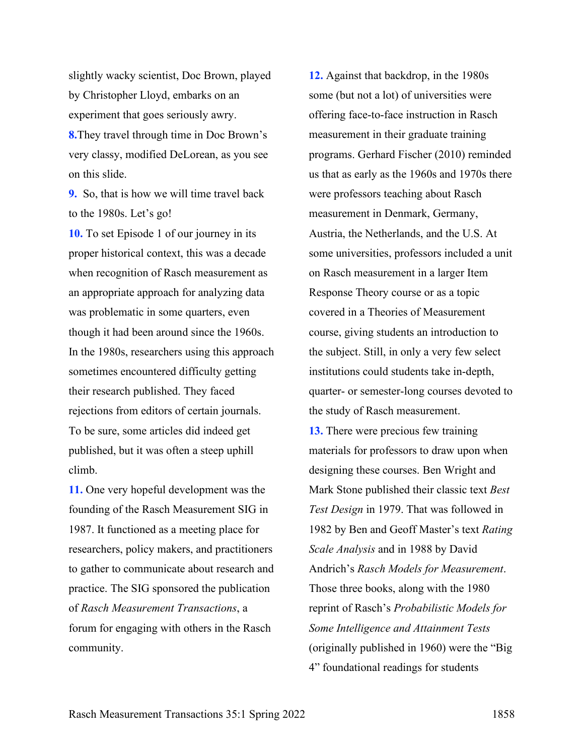slightly wacky scientist, Doc Brown, played by Christopher Lloyd, embarks on an experiment that goes seriously awry.

**8.**They travel through time in Doc Brown's very classy, modified DeLorean, as you see on this slide.

**9.** So, that is how we will time travel back to the 1980s. Let's go!

**10.** To set Episode 1 of our journey in its proper historical context, this was a decade when recognition of Rasch measurement as an appropriate approach for analyzing data was problematic in some quarters, even though it had been around since the 1960s. In the 1980s, researchers using this approach sometimes encountered difficulty getting their research published. They faced rejections from editors of certain journals. To be sure, some articles did indeed get published, but it was often a steep uphill climb.

**11.** One very hopeful development was the founding of the Rasch Measurement SIG in 1987. It functioned as a meeting place for researchers, policy makers, and practitioners to gather to communicate about research and practice. The SIG sponsored the publication of *Rasch Measurement Transactions*, a forum for engaging with others in the Rasch community.

**12.** Against that backdrop, in the 1980s some (but not a lot) of universities were offering face-to-face instruction in Rasch measurement in their graduate training programs. Gerhard Fischer (2010) reminded us that as early as the 1960s and 1970s there were professors teaching about Rasch measurement in Denmark, Germany, Austria, the Netherlands, and the U.S. At some universities, professors included a unit on Rasch measurement in a larger Item Response Theory course or as a topic covered in a Theories of Measurement course, giving students an introduction to the subject. Still, in only a very few select institutions could students take in-depth, quarter- or semester-long courses devoted to the study of Rasch measurement.

**13.** There were precious few training materials for professors to draw upon when designing these courses. Ben Wright and Mark Stone published their classic text *Best Test Design* in 1979. That was followed in 1982 by Ben and Geoff Master's text *Rating Scale Analysis* and in 1988 by David Andrich's *Rasch Models for Measurement*. Those three books, along with the 1980 reprint of Rasch's *Probabilistic Models for Some Intelligence and Attainment Tests* (originally published in 1960) were the "Big 4" foundational readings for students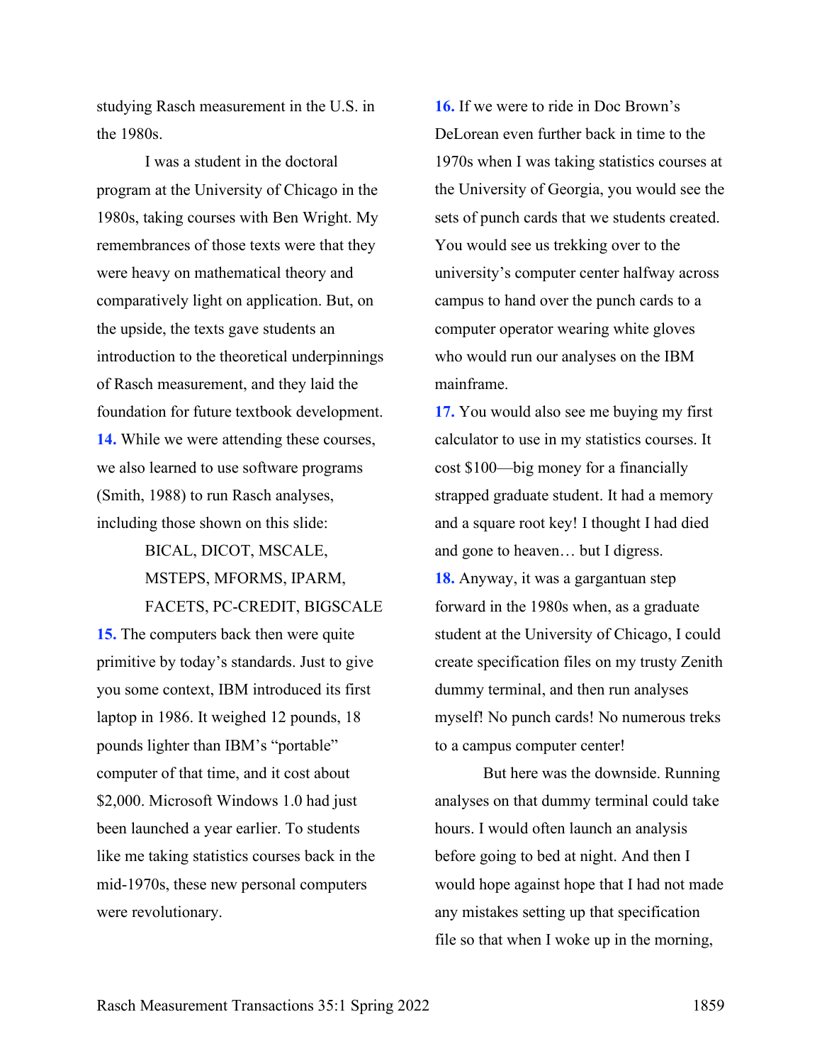studying Rasch measurement in the U.S. in the 1980s.

I was a student in the doctoral program at the University of Chicago in the 1980s, taking courses with Ben Wright. My remembrances of those texts were that they were heavy on mathematical theory and comparatively light on application. But, on the upside, the texts gave students an introduction to the theoretical underpinnings of Rasch measurement, and they laid the foundation for future textbook development.

**14.** While we were attending these courses, we also learned to use software programs (Smith, 1988) to run Rasch analyses, including those shown on this slide:

> BICAL, DICOT, MSCALE, MSTEPS, MFORMS, IPARM, FACETS, PC-CREDIT, BIGSCALE

**15.** The computers back then were quite primitive by today's standards. Just to give you some context, IBM introduced its first laptop in 1986. It weighed 12 pounds, 18 pounds lighter than IBM's "portable" computer of that time, and it cost about $2,000. Microsoft Windows 1.0 had just been launched a year earlier. To students like me taking statistics courses back in the mid-1970s, these new personal computers were revolutionary.

**16.** If we were to ride in Doc Brown's DeLorean even further back in time to the 1970s when I was taking statistics courses at the University of Georgia, you would see the sets of punch cards that we students created. You would see us trekking over to the university's computer center halfway across campus to hand over the punch cards to a computer operator wearing white gloves who would run our analyses on the IBM mainframe.

**17.** You would also see me buying my first calculator to use in my statistics courses. It cost $100—big money for a financially strapped graduate student. It had a memory and a square root key! I thought I had died and gone to heaven… but I digress.

**18.** Anyway, it was a gargantuan step forward in the 1980s when, as a graduate student at the University of Chicago, I could create specification files on my trusty Zenith dummy terminal, and then run analyses myself! No punch cards! No numerous treks to a campus computer center!

But here was the downside. Running analyses on that dummy terminal could take hours. I would often launch an analysis before going to bed at night. And then I would hope against hope that I had not made any mistakes setting up that specification file so that when I woke up in the morning,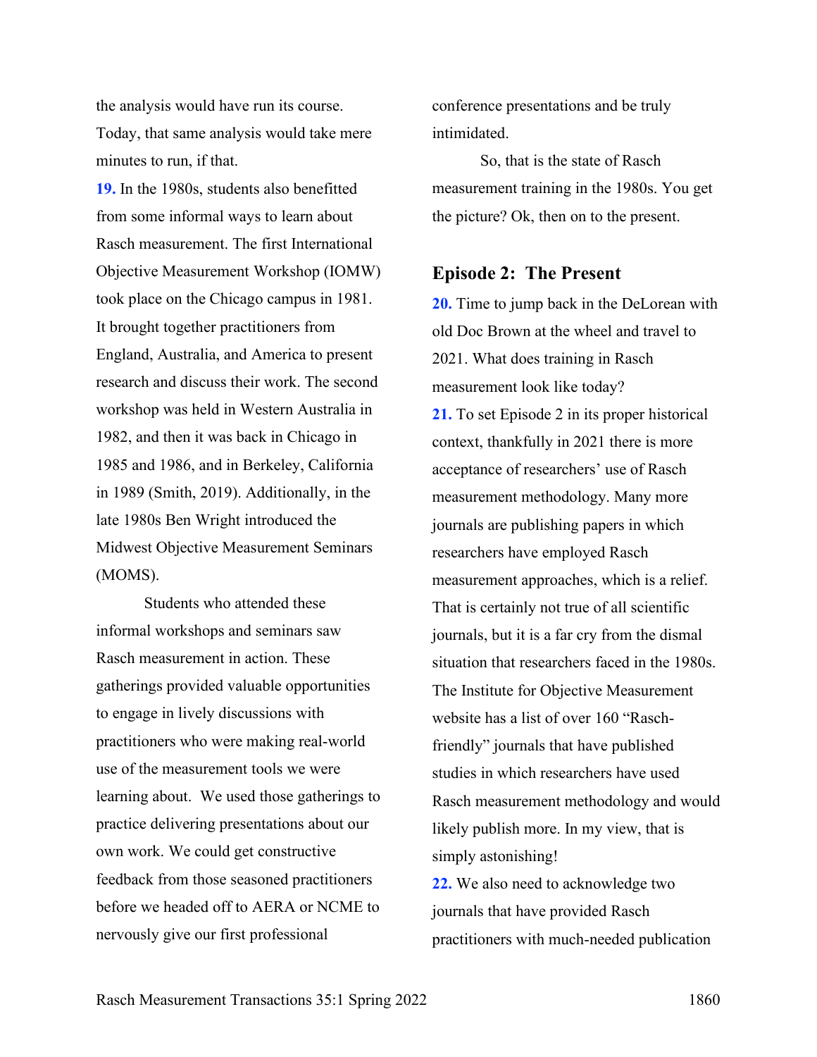the analysis would have run its course. Today, that same analysis would take mere minutes to run, if that.

**19.** In the 1980s, students also benefitted from some informal ways to learn about Rasch measurement. The first International Objective Measurement Workshop (IOMW) took place on the Chicago campus in 1981. It brought together practitioners from England, Australia, and America to present research and discuss their work. The second workshop was held in Western Australia in 1982, and then it was back in Chicago in 1985 and 1986, and in Berkeley, California in 1989 (Smith, 2019). Additionally, in the late 1980s Ben Wright introduced the Midwest Objective Measurement Seminars (MOMS).

Students who attended these informal workshops and seminars saw Rasch measurement in action. These gatherings provided valuable opportunities to engage in lively discussions with practitioners who were making real-world use of the measurement tools we were learning about. We used those gatherings to practice delivering presentations about our own work. We could get constructive feedback from those seasoned practitioners before we headed off to AERA or NCME to nervously give our first professional conference presentations and be truly intimidated.

So, that is the state of Rasch measurement training in the 1980s. You get the picture? Ok, then on to the present.

## Episode 2: The Present

**20.** Time to jump back in the DeLorean with old Doc Brown at the wheel and travel to 2021. What does training in Rasch measurement look like today?

**21.** To set Episode 2 in its proper historical context, thankfully in 2021 there is more acceptance of researchers' use of Rasch measurement methodology. Many more journals are publishing papers in which researchers have employed Rasch measurement approaches, which is a relief. That is certainly not true of all scientific journals, but it is a far cry from the dismal situation that researchers faced in the 1980s. The Institute for Objective Measurement website has a list of over 160 "Rasch-friendly" journals that have published studies in which researchers have used Rasch measurement methodology and would likely publish more. In my view, that is simply astonishing!

**22.** We also need to acknowledge two journals that have provided Rasch practitioners with much-needed publication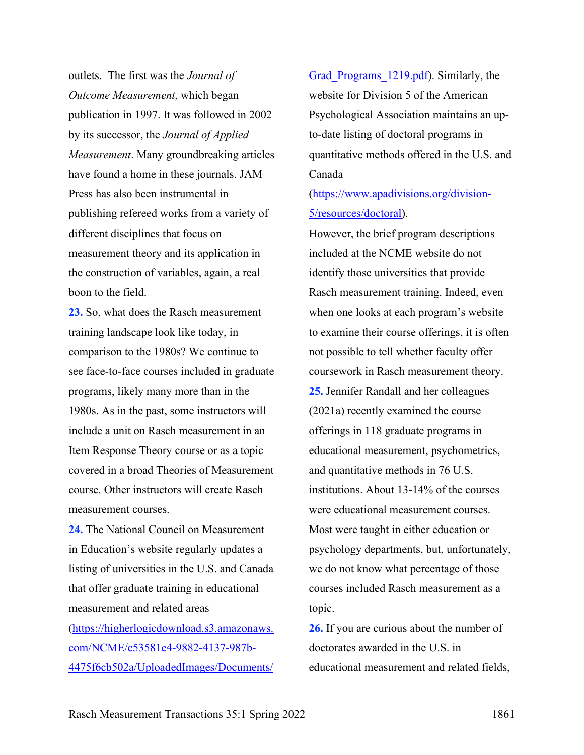outlets. The first was the *Journal of Outcome Measurement*, which began publication in 1997. It was followed in 2002 by its successor, the *Journal of Applied Measurement*. Many groundbreaking articles have found a home in these journals. JAM Press has also been instrumental in publishing refereed works from a variety of different disciplines that focus on measurement theory and its application in the construction of variables, again, a real boon to the field.

**23.** So, what does the Rasch measurement training landscape look like today, in comparison to the 1980s? We continue to see face-to-face courses included in graduate programs, likely many more than in the 1980s. As in the past, some instructors will include a unit on Rasch measurement in an Item Response Theory course or as a topic covered in a broad Theories of Measurement course. Other instructors will create Rasch measurement courses.

**24.** The National Council on Measurement in Education's website regularly updates a listing of universities in the U.S. and Canada that offer graduate training in educational measurement and related areas (https://higherlogicdownload.s3.amazonaws.com/NCME/c53581e4-9882-4137-987b-4475f6cb502a/UploadedImages/Documents/Grad_Programs_1219.pdf). Similarly, the website for Division 5 of the American Psychological Association maintains an up-to-date listing of doctoral programs in quantitative methods offered in the U.S. and Canada (https://www.apadivisions.org/division-5/resources/doctoral).

However, the brief program descriptions included at the NCME website do not identify those universities that provide Rasch measurement training. Indeed, even when one looks at each program's website to examine their course offerings, it is often not possible to tell whether faculty offer coursework in Rasch measurement theory.

**25.** Jennifer Randall and her colleagues (2021a) recently examined the course offerings in 118 graduate programs in educational measurement, psychometrics, and quantitative methods in 76 U.S. institutions. About 13-14% of the courses were educational measurement courses. Most were taught in either education or psychology departments, but, unfortunately, we do not know what percentage of those courses included Rasch measurement as a topic.

**26.** If you are curious about the number of doctorates awarded in the U.S. in educational measurement and related fields,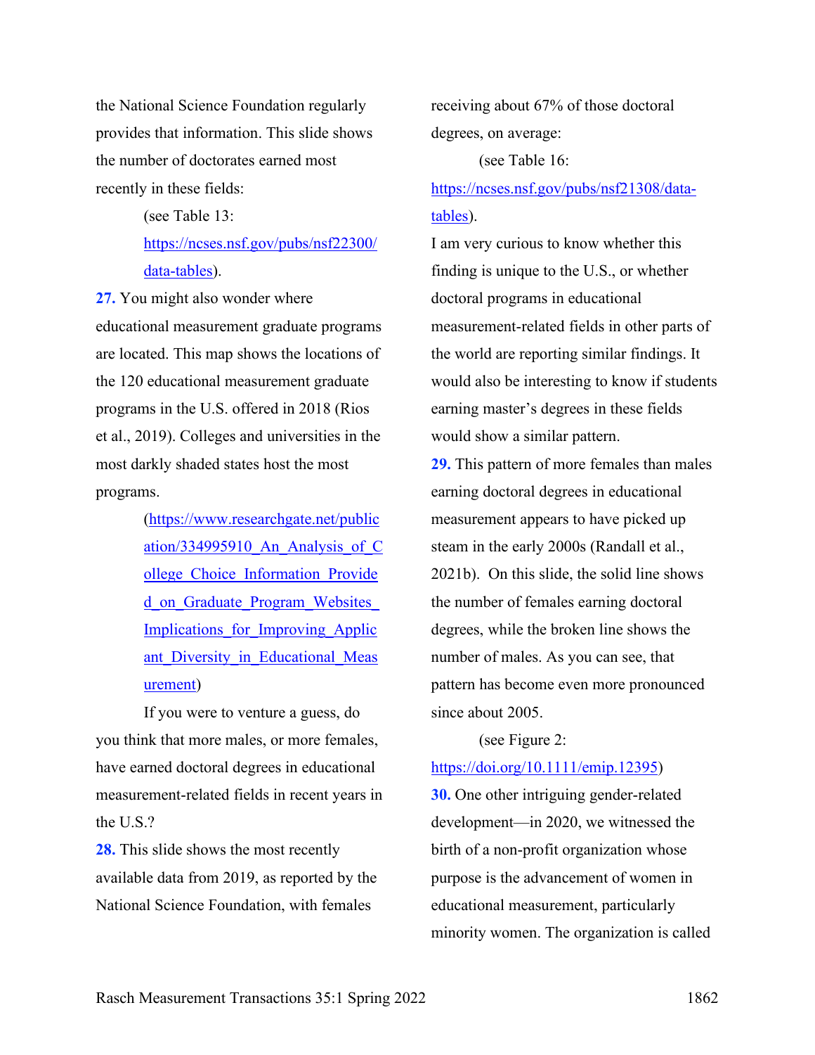the National Science Foundation regularly provides that information. This slide shows the number of doctorates earned most recently in these fields:

(see Table 13: https://ncses.nsf.gov/pubs/nsf22300/data-tables).

**27.** You might also wonder where educational measurement graduate programs are located. This map shows the locations of the 120 educational measurement graduate programs in the U.S. offered in 2018 (Rios et al., 2019). Colleges and universities in the most darkly shaded states host the most programs.

(https://www.researchgate.net/publication/334995910_An_Analysis_of_College_Choice_Information_Provided_on_Graduate_Program_Websites_Implications_for_Improving_Applicant_Diversity_in_Educational_Measurement)

If you were to venture a guess, do you think that more males, or more females, have earned doctoral degrees in educational measurement-related fields in recent years in the U.S.?

**28.** This slide shows the most recently available data from 2019, as reported by the National Science Foundation, with females receiving about 67% of those doctoral degrees, on average:

(see Table 16: https://ncses.nsf.gov/pubs/nsf21308/data-tables).

I am very curious to know whether this finding is unique to the U.S., or whether doctoral programs in educational measurement-related fields in other parts of the world are reporting similar findings. It would also be interesting to know if students earning master's degrees in these fields would show a similar pattern.

**29.** This pattern of more females than males earning doctoral degrees in educational measurement appears to have picked up steam in the early 2000s (Randall et al., 2021b). On this slide, the solid line shows the number of females earning doctoral degrees, while the broken line shows the number of males. As you can see, that pattern has become even more pronounced since about 2005.

(see Figure 2: https://doi.org/10.1111/emip.12395)

**30.** One other intriguing gender-related development—in 2020, we witnessed the birth of a non-profit organization whose purpose is the advancement of women in educational measurement, particularly minority women. The organization is called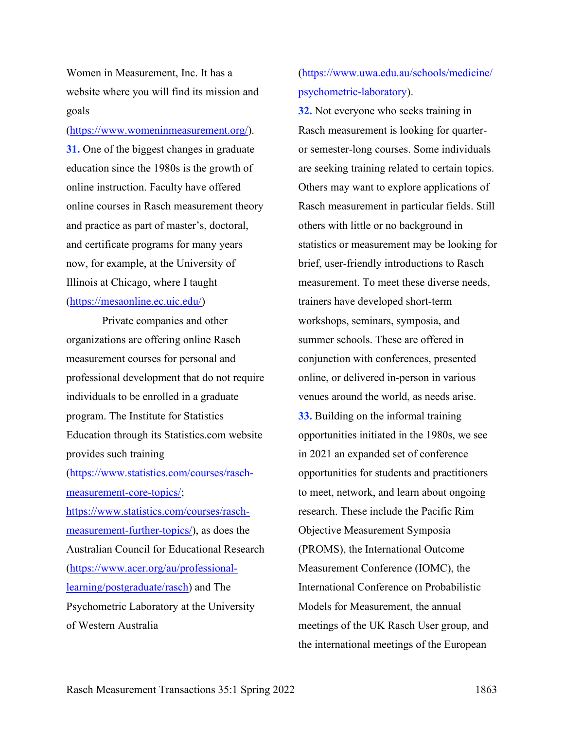Women in Measurement, Inc. It has a website where you will find its mission and goals (https://www.womeninmeasurement.org/).

**31.** One of the biggest changes in graduate education since the 1980s is the growth of online instruction. Faculty have offered online courses in Rasch measurement theory and practice as part of master's, doctoral, and certificate programs for many years now, for example, at the University of Illinois at Chicago, where I taught (https://mesaonline.ec.uic.edu/)

Private companies and other organizations are offering online Rasch measurement courses for personal and professional development that do not require individuals to be enrolled in a graduate program. The Institute for Statistics Education through its Statistics.com website provides such training (https://www.statistics.com/courses/rasch-measurement-core-topics/; https://www.statistics.com/courses/rasch-measurement-further-topics/), as does the Australian Council for Educational Research (https://www.acer.org/au/professional-learning/postgraduate/rasch) and The Psychometric Laboratory at the University of Western Australia (https://www.uwa.edu.au/schools/medicine/psychometric-laboratory).

**32.** Not everyone who seeks training in Rasch measurement is looking for quarter- or semester-long courses. Some individuals are seeking training related to certain topics. Others may want to explore applications of Rasch measurement in particular fields. Still others with little or no background in statistics or measurement may be looking for brief, user-friendly introductions to Rasch measurement. To meet these diverse needs, trainers have developed short-term workshops, seminars, symposia, and summer schools. These are offered in conjunction with conferences, presented online, or delivered in-person in various venues around the world, as needs arise.

**33.** Building on the informal training opportunities initiated in the 1980s, we see in 2021 an expanded set of conference opportunities for students and practitioners to meet, network, and learn about ongoing research. These include the Pacific Rim Objective Measurement Symposia (PROMS), the International Outcome Measurement Conference (IOMC), the International Conference on Probabilistic Models for Measurement, the annual meetings of the UK Rasch User group, and the international meetings of the European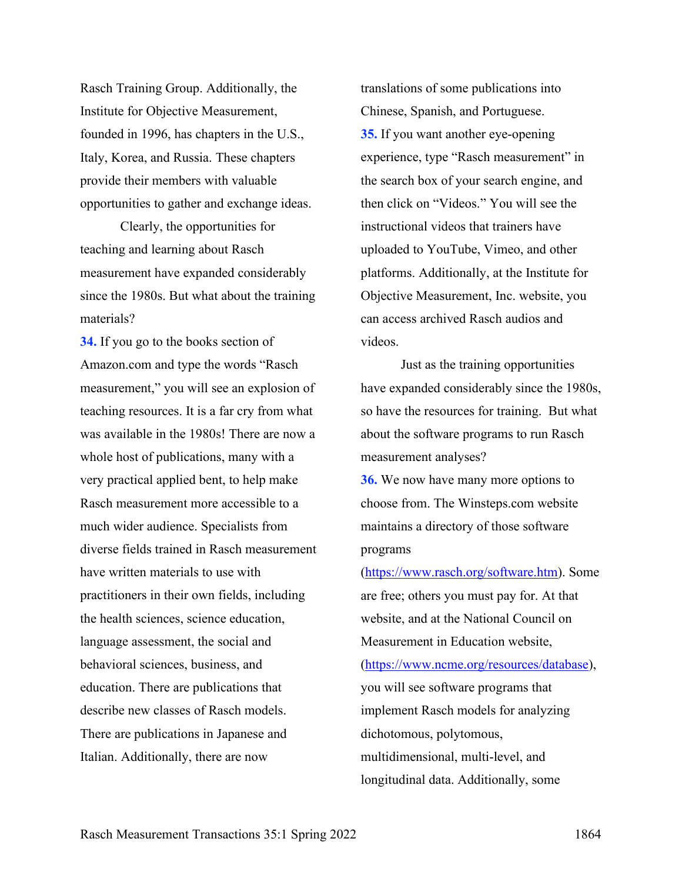Rasch Training Group. Additionally, the Institute for Objective Measurement, founded in 1996, has chapters in the U.S., Italy, Korea, and Russia. These chapters provide their members with valuable opportunities to gather and exchange ideas.

Clearly, the opportunities for teaching and learning about Rasch measurement have expanded considerably since the 1980s. But what about the training materials?

**34.** If you go to the books section of Amazon.com and type the words "Rasch measurement," you will see an explosion of teaching resources. It is a far cry from what was available in the 1980s! There are now a whole host of publications, many with a very practical applied bent, to help make Rasch measurement more accessible to a much wider audience. Specialists from diverse fields trained in Rasch measurement have written materials to use with practitioners in their own fields, including the health sciences, science education, language assessment, the social and behavioral sciences, business, and education. There are publications that describe new classes of Rasch models. There are publications in Japanese and Italian. Additionally, there are now translations of some publications into Chinese, Spanish, and Portuguese.

**35.** If you want another eye-opening experience, type "Rasch measurement" in the search box of your search engine, and then click on "Videos." You will see the instructional videos that trainers have uploaded to YouTube, Vimeo, and other platforms. Additionally, at the Institute for Objective Measurement, Inc. website, you can access archived Rasch audios and videos.

Just as the training opportunities have expanded considerably since the 1980s, so have the resources for training. But what about the software programs to run Rasch measurement analyses?

**36.** We now have many more options to choose from. The Winsteps.com website maintains a directory of those software programs (https://www.rasch.org/software.htm). Some are free; others you must pay for. At that website, and at the National Council on Measurement in Education website, (https://www.ncme.org/resources/database), you will see software programs that implement Rasch models for analyzing dichotomous, polytomous, multidimensional, multi-level, and longitudinal data. Additionally, some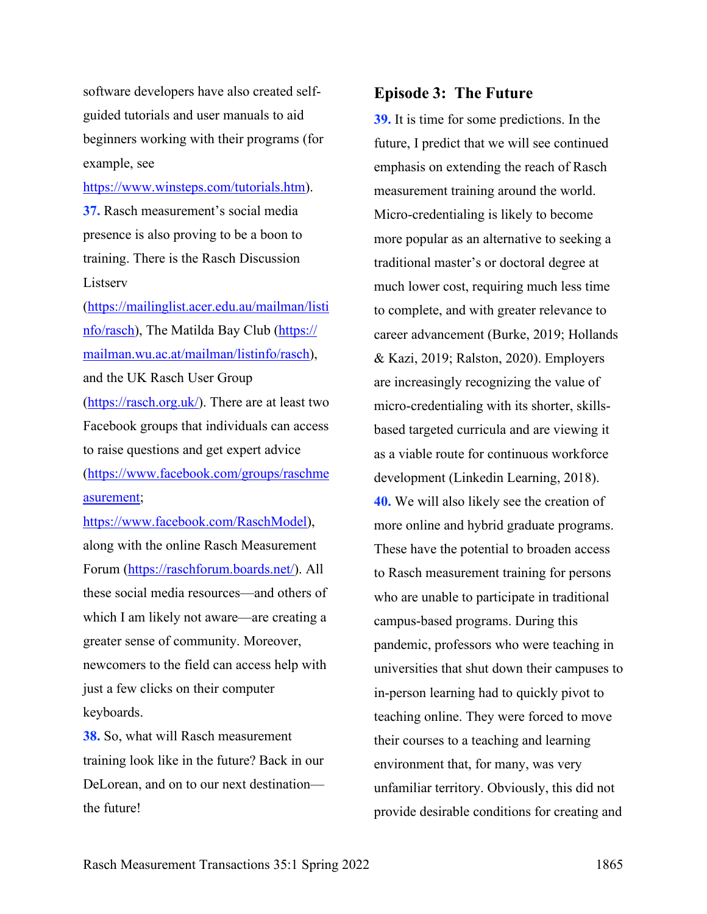software developers have also created self-guided tutorials and user manuals to aid beginners working with their programs (for example, see https://www.winsteps.com/tutorials.htm).

**37.** Rasch measurement's social media presence is also proving to be a boon to training. There is the Rasch Discussion Listserv (https://mailinglist.acer.edu.au/mailman/listinfo/rasch), The Matilda Bay Club (https://mailman.wu.ac.at/mailman/listinfo/rasch), and the UK Rasch User Group (https://rasch.org.uk/). There are at least two Facebook groups that individuals can access to raise questions and get expert advice (https://www.facebook.com/groups/raschmeasurement; https://www.facebook.com/RaschModel), along with the online Rasch Measurement Forum (https://raschforum.boards.net/). All these social media resources—and others of which I am likely not aware—are creating a greater sense of community. Moreover, newcomers to the field can access help with just a few clicks on their computer keyboards.

**38.** So, what will Rasch measurement training look like in the future? Back in our DeLorean, and on to our next destination—the future!

### Episode 3: The Future

**39.** It is time for some predictions. In the future, I predict that we will see continued emphasis on extending the reach of Rasch measurement training around the world. Micro-credentialing is likely to become more popular as an alternative to seeking a traditional master's or doctoral degree at much lower cost, requiring much less time to complete, and with greater relevance to career advancement (Burke, 2019; Hollands & Kazi, 2019; Ralston, 2020). Employers are increasingly recognizing the value of micro-credentialing with its shorter, skills-based targeted curricula and are viewing it as a viable route for continuous workforce development (Linkedin Learning, 2018).

**40.** We will also likely see the creation of more online and hybrid graduate programs. These have the potential to broaden access to Rasch measurement training for persons who are unable to participate in traditional campus-based programs. During this pandemic, professors who were teaching in universities that shut down their campuses to in-person learning had to quickly pivot to teaching online. They were forced to move their courses to a teaching and learning environment that, for many, was very unfamiliar territory. Obviously, this did not provide desirable conditions for creating and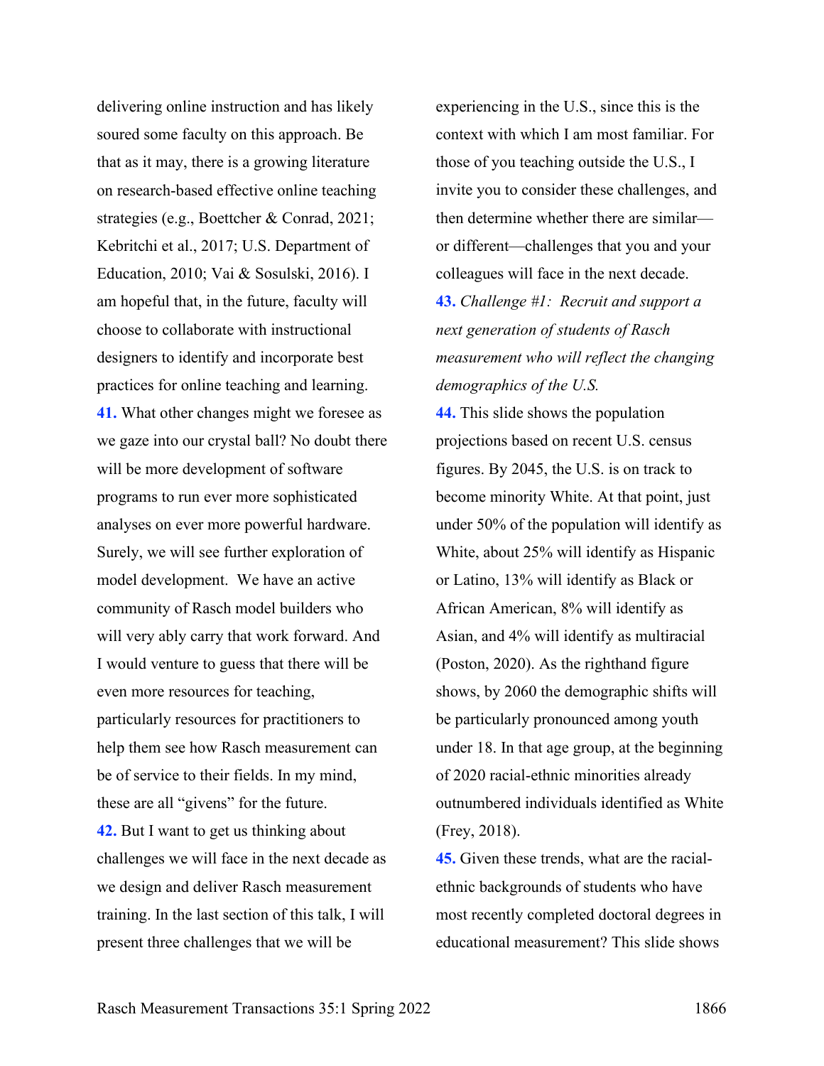delivering online instruction and has likely soured some faculty on this approach. Be that as it may, there is a growing literature on research-based effective online teaching strategies (e.g., Boettcher & Conrad, 2021; Kebritchi et al., 2017; U.S. Department of Education, 2010; Vai & Sosulski, 2016). I am hopeful that, in the future, faculty will choose to collaborate with instructional designers to identify and incorporate best practices for online teaching and learning.

**41.** What other changes might we foresee as we gaze into our crystal ball? No doubt there will be more development of software programs to run ever more sophisticated analyses on ever more powerful hardware. Surely, we will see further exploration of model development. We have an active community of Rasch model builders who will very ably carry that work forward. And I would venture to guess that there will be even more resources for teaching, particularly resources for practitioners to help them see how Rasch measurement can be of service to their fields. In my mind, these are all "givens" for the future.

**42.** But I want to get us thinking about challenges we will face in the next decade as we design and deliver Rasch measurement training. In the last section of this talk, I will present three challenges that we will be experiencing in the U.S., since this is the context with which I am most familiar. For those of you teaching outside the U.S., I invite you to consider these challenges, and then determine whether there are similar—or different—challenges that you and your colleagues will face in the next decade.

**43.** *Challenge #1: Recruit and support a next generation of students of Rasch measurement who will reflect the changing demographics of the U.S.*

**44.** This slide shows the population projections based on recent U.S. census figures. By 2045, the U.S. is on track to become minority White. At that point, just under 50% of the population will identify as White, about 25% will identify as Hispanic or Latino, 13% will identify as Black or African American, 8% will identify as Asian, and 4% will identify as multiracial (Poston, 2020). As the righthand figure shows, by 2060 the demographic shifts will be particularly pronounced among youth under 18. In that age group, at the beginning of 2020 racial-ethnic minorities already outnumbered individuals identified as White (Frey, 2018).

**45.** Given these trends, what are the racial-ethnic backgrounds of students who have most recently completed doctoral degrees in educational measurement? This slide shows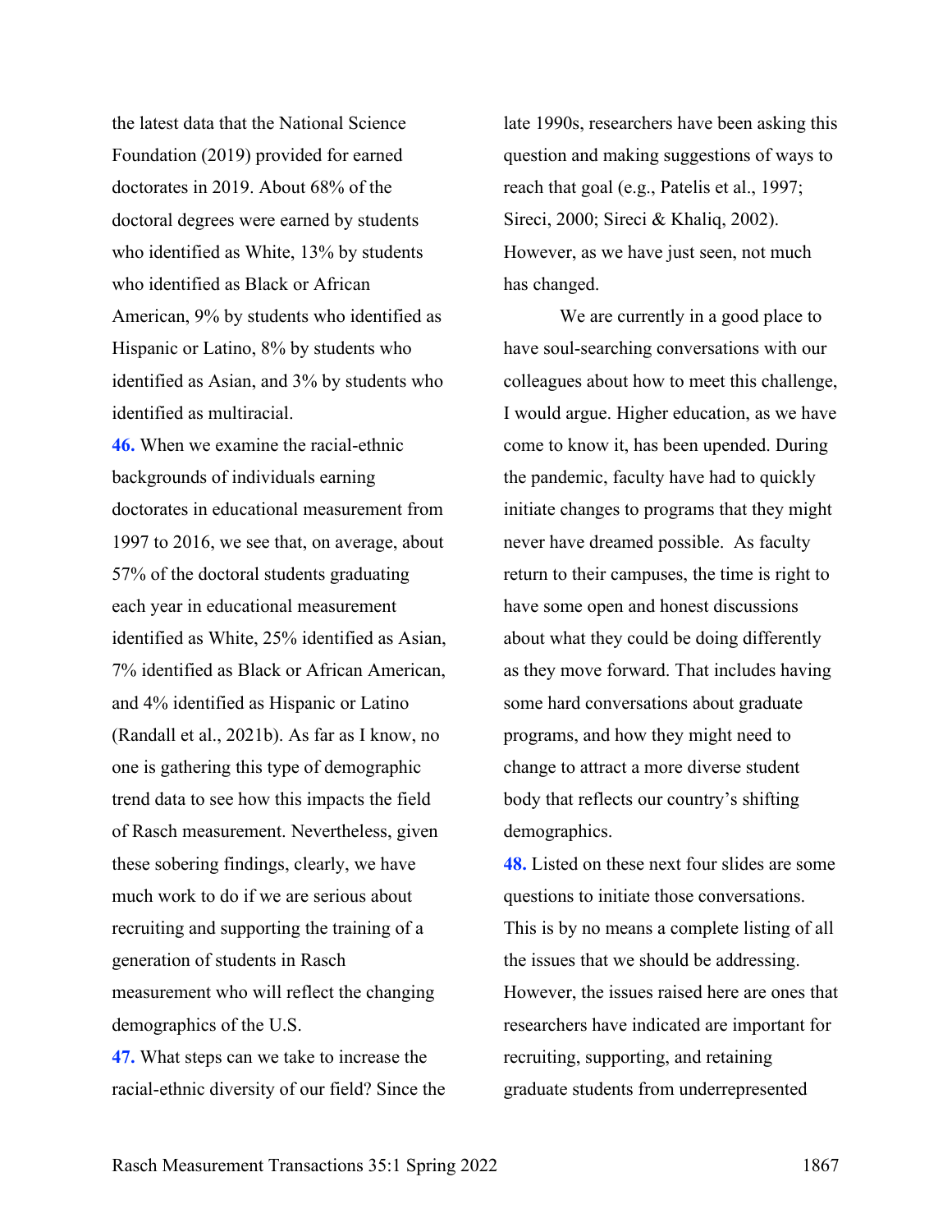the latest data that the National Science Foundation (2019) provided for earned doctorates in 2019. About 68% of the doctoral degrees were earned by students who identified as White, 13% by students who identified as Black or African American, 9% by students who identified as Hispanic or Latino, 8% by students who identified as Asian, and 3% by students who identified as multiracial.

**46.** When we examine the racial-ethnic backgrounds of individuals earning doctorates in educational measurement from 1997 to 2016, we see that, on average, about 57% of the doctoral students graduating each year in educational measurement identified as White, 25% identified as Asian, 7% identified as Black or African American, and 4% identified as Hispanic or Latino (Randall et al., 2021b). As far as I know, no one is gathering this type of demographic trend data to see how this impacts the field of Rasch measurement. Nevertheless, given these sobering findings, clearly, we have much work to do if we are serious about recruiting and supporting the training of a generation of students in Rasch measurement who will reflect the changing demographics of the U.S.

**47.** What steps can we take to increase the racial-ethnic diversity of our field? Since the late 1990s, researchers have been asking this question and making suggestions of ways to reach that goal (e.g., Patelis et al., 1997; Sireci, 2000; Sireci & Khaliq, 2002). However, as we have just seen, not much has changed.

We are currently in a good place to have soul-searching conversations with our colleagues about how to meet this challenge, I would argue. Higher education, as we have come to know it, has been upended. During the pandemic, faculty have had to quickly initiate changes to programs that they might never have dreamed possible. As faculty return to their campuses, the time is right to have some open and honest discussions about what they could be doing differently as they move forward. That includes having some hard conversations about graduate programs, and how they might need to change to attract a more diverse student body that reflects our country's shifting demographics.

**48.** Listed on these next four slides are some questions to initiate those conversations. This is by no means a complete listing of all the issues that we should be addressing. However, the issues raised here are ones that researchers have indicated are important for recruiting, supporting, and retaining graduate students from underrepresented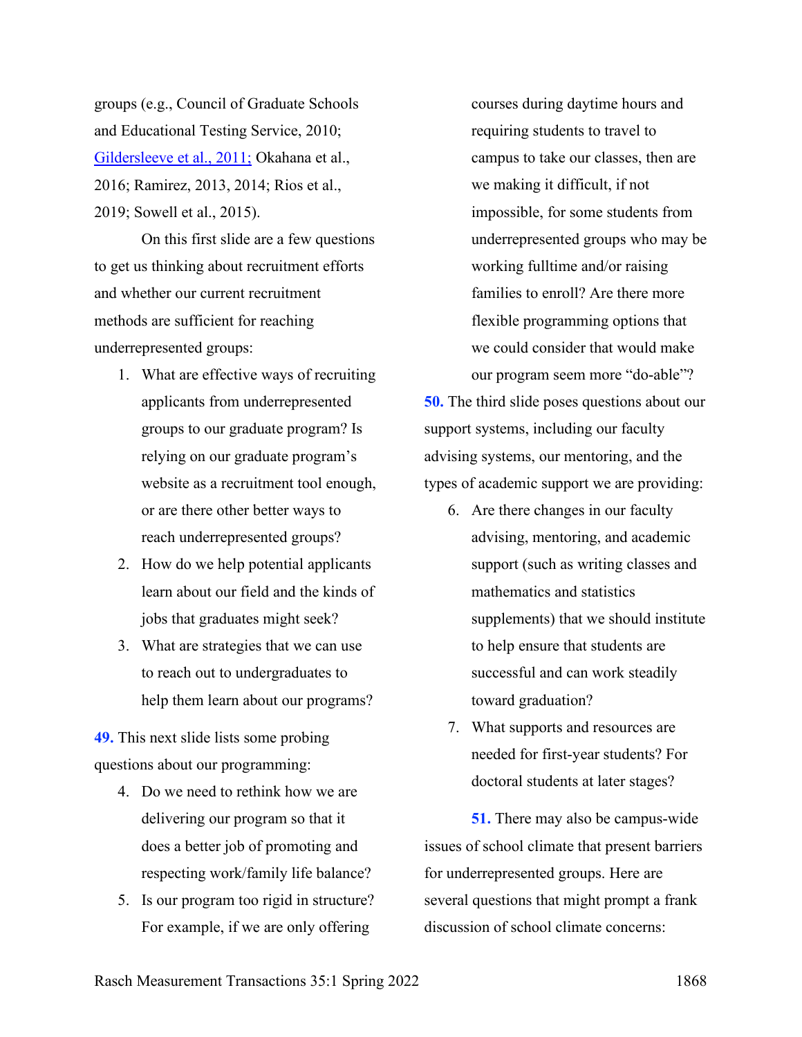groups (e.g., Council of Graduate Schools and Educational Testing Service, 2010; Gildersleeve et al., 2011; Okahana et al., 2016; Ramirez, 2013, 2014; Rios et al., 2019; Sowell et al., 2015).

On this first slide are a few questions to get us thinking about recruitment efforts and whether our current recruitment methods are sufficient for reaching underrepresented groups:

1. What are effective ways of recruiting applicants from underrepresented groups to our graduate program? Is relying on our graduate program's website as a recruitment tool enough, or are there other better ways to reach underrepresented groups?
2. How do we help potential applicants learn about our field and the kinds of jobs that graduates might seek?
3. What are strategies that we can use to reach out to undergraduates to help them learn about our programs?

**49.** This next slide lists some probing questions about our programming:

4. Do we need to rethink how we are delivering our program so that it does a better job of promoting and respecting work/family life balance?
5. Is our program too rigid in structure? For example, if we are only offering courses during daytime hours and requiring students to travel to campus to take our classes, then are we making it difficult, if not impossible, for some students from underrepresented groups who may be working fulltime and/or raising families to enroll? Are there more flexible programming options that we could consider that would make our program seem more "do-able"?

**50.** The third slide poses questions about our support systems, including our faculty advising systems, our mentoring, and the types of academic support we are providing:

6. Are there changes in our faculty advising, mentoring, and academic support (such as writing classes and mathematics and statistics supplements) that we should institute to help ensure that students are successful and can work steadily toward graduation?
7. What supports and resources are needed for first-year students? For doctoral students at later stages?

**51.** There may also be campus-wide issues of school climate that present barriers for underrepresented groups. Here are several questions that might prompt a frank discussion of school climate concerns: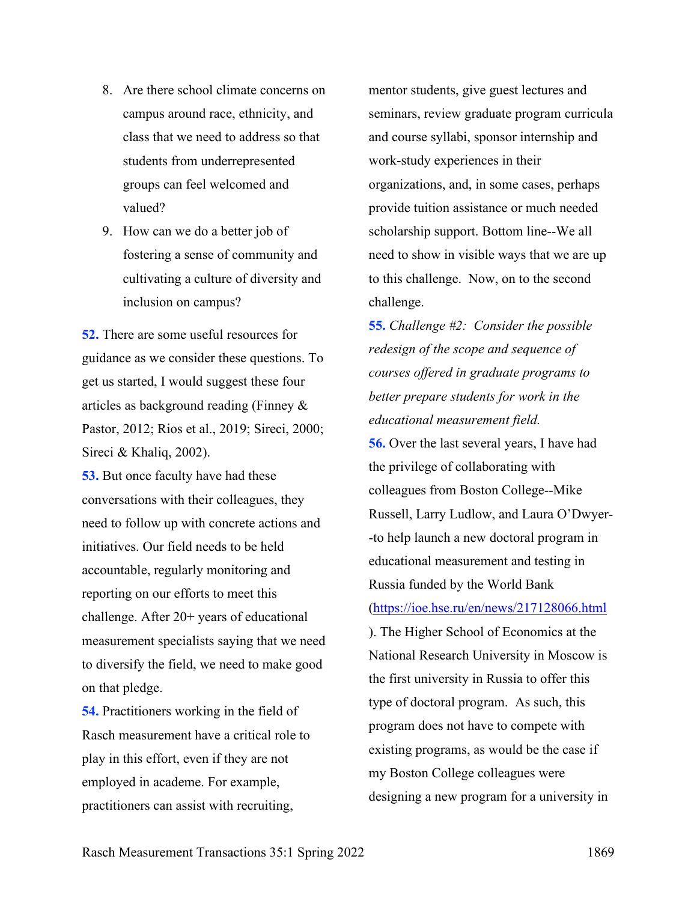8. Are there school climate concerns on campus around race, ethnicity, and class that we need to address so that students from underrepresented groups can feel welcomed and valued?
9. How can we do a better job of fostering a sense of community and cultivating a culture of diversity and inclusion on campus?

**52.** There are some useful resources for guidance as we consider these questions. To get us started, I would suggest these four articles as background reading (Finney & Pastor, 2012; Rios et al., 2019; Sireci, 2000; Sireci & Khaliq, 2002).

**53.** But once faculty have had these conversations with their colleagues, they need to follow up with concrete actions and initiatives. Our field needs to be held accountable, regularly monitoring and reporting on our efforts to meet this challenge. After 20+ years of educational measurement specialists saying that we need to diversify the field, we need to make good on that pledge.

**54.** Practitioners working in the field of Rasch measurement have a critical role to play in this effort, even if they are not employed in academe. For example, practitioners can assist with recruiting, mentor students, give guest lectures and seminars, review graduate program curricula and course syllabi, sponsor internship and work-study experiences in their organizations, and, in some cases, perhaps provide tuition assistance or much needed scholarship support. Bottom line--We all need to show in visible ways that we are up to this challenge. Now, on to the second challenge.

**55.** *Challenge #2: Consider the possible redesign of the scope and sequence of courses offered in graduate programs to better prepare students for work in the educational measurement field.*

**56.** Over the last several years, I have had the privilege of collaborating with colleagues from Boston College--Mike Russell, Larry Ludlow, and Laura O'Dwyer--to help launch a new doctoral program in educational measurement and testing in Russia funded by the World Bank (https://ioe.hse.ru/en/news/217128066.html). The Higher School of Economics at the National Research University in Moscow is the first university in Russia to offer this type of doctoral program. As such, this program does not have to compete with existing programs, as would be the case if my Boston College colleagues were designing a new program for a university in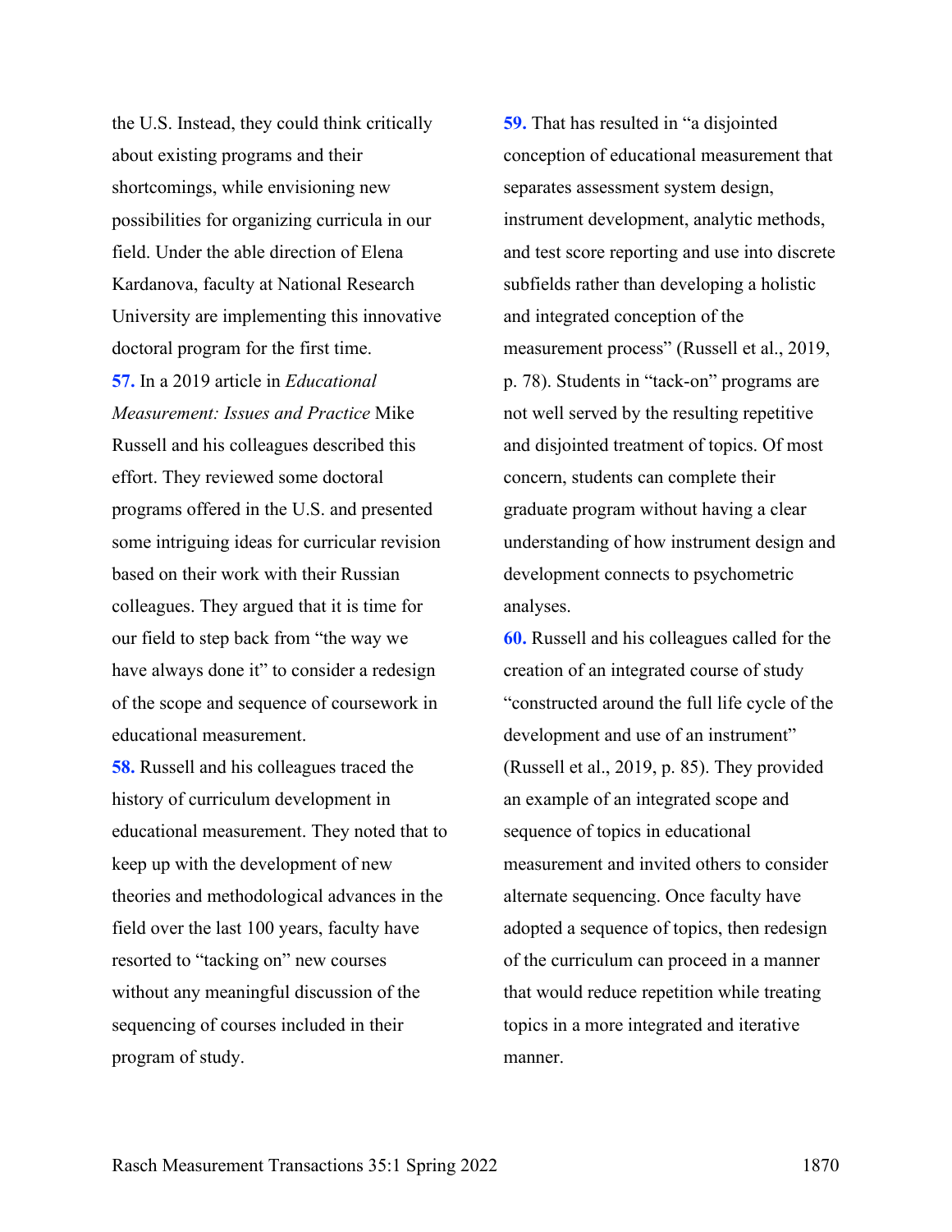the U.S. Instead, they could think critically about existing programs and their shortcomings, while envisioning new possibilities for organizing curricula in our field. Under the able direction of Elena Kardanova, faculty at National Research University are implementing this innovative doctoral program for the first time.

**57.** In a 2019 article in *Educational Measurement: Issues and Practice* Mike Russell and his colleagues described this effort. They reviewed some doctoral programs offered in the U.S. and presented some intriguing ideas for curricular revision based on their work with their Russian colleagues. They argued that it is time for our field to step back from "the way we have always done it" to consider a redesign of the scope and sequence of coursework in educational measurement.

**58.** Russell and his colleagues traced the history of curriculum development in educational measurement. They noted that to keep up with the development of new theories and methodological advances in the field over the last 100 years, faculty have resorted to "tacking on" new courses without any meaningful discussion of the sequencing of courses included in their program of study.

**59.** That has resulted in "a disjointed conception of educational measurement that separates assessment system design, instrument development, analytic methods, and test score reporting and use into discrete subfields rather than developing a holistic and integrated conception of the measurement process" (Russell et al., 2019, p. 78). Students in "tack-on" programs are not well served by the resulting repetitive and disjointed treatment of topics. Of most concern, students can complete their graduate program without having a clear understanding of how instrument design and development connects to psychometric analyses.

**60.** Russell and his colleagues called for the creation of an integrated course of study "constructed around the full life cycle of the development and use of an instrument" (Russell et al., 2019, p. 85). They provided an example of an integrated scope and sequence of topics in educational measurement and invited others to consider alternate sequencing. Once faculty have adopted a sequence of topics, then redesign of the curriculum can proceed in a manner that would reduce repetition while treating topics in a more integrated and iterative manner.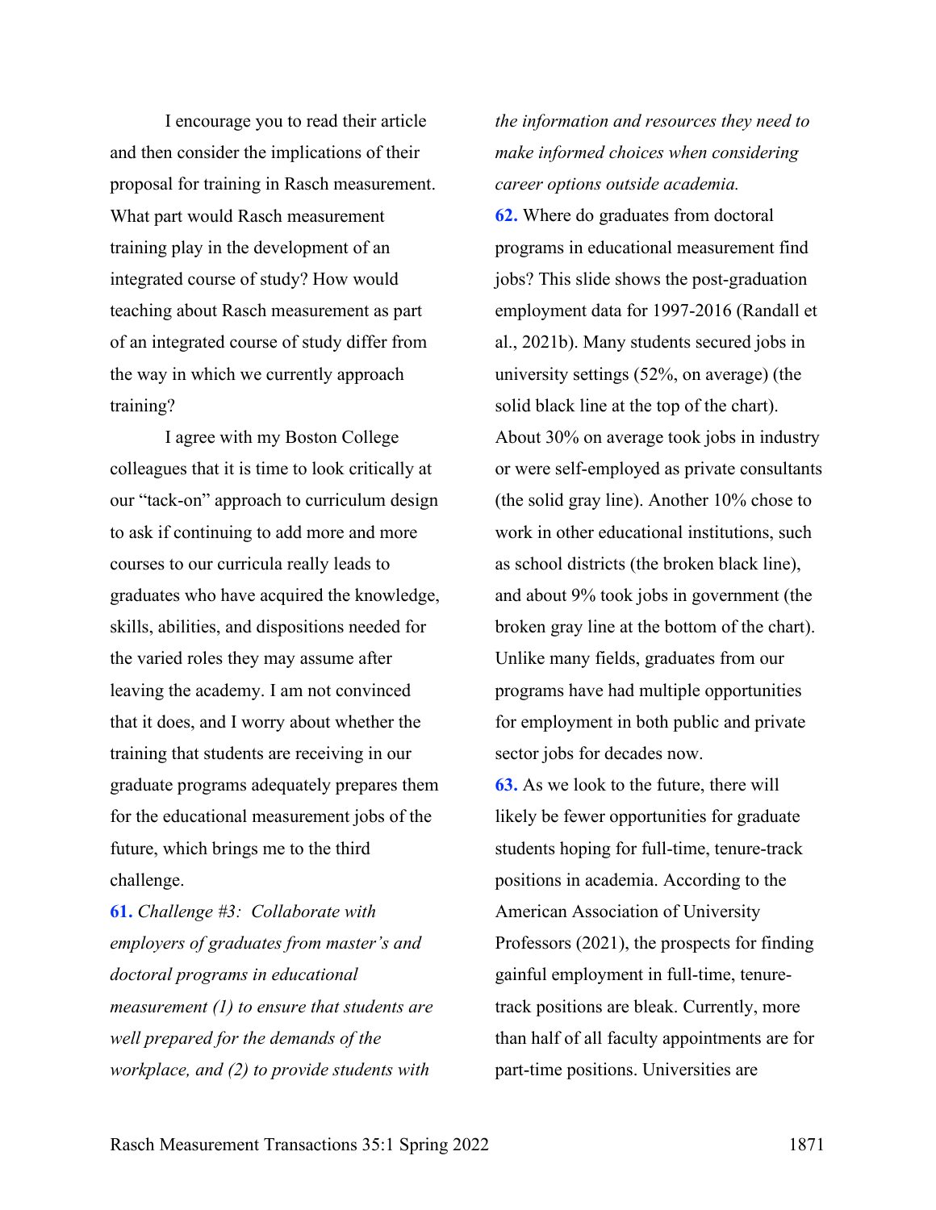I encourage you to read their article and then consider the implications of their proposal for training in Rasch measurement. What part would Rasch measurement training play in the development of an integrated course of study? How would teaching about Rasch measurement as part of an integrated course of study differ from the way in which we currently approach training?

I agree with my Boston College colleagues that it is time to look critically at our "tack-on" approach to curriculum design to ask if continuing to add more and more courses to our curricula really leads to graduates who have acquired the knowledge, skills, abilities, and dispositions needed for the varied roles they may assume after leaving the academy. I am not convinced that it does, and I worry about whether the training that students are receiving in our graduate programs adequately prepares them for the educational measurement jobs of the future, which brings me to the third challenge.

**61.** *Challenge #3: Collaborate with employers of graduates from master's and doctoral programs in educational measurement (1) to ensure that students are well prepared for the demands of the workplace, and (2) to provide students with the information and resources they need to make informed choices when considering career options outside academia.*

**62.** Where do graduates from doctoral programs in educational measurement find jobs? This slide shows the post-graduation employment data for 1997-2016 (Randall et al., 2021b). Many students secured jobs in university settings (52%, on average) (the solid black line at the top of the chart). About 30% on average took jobs in industry or were self-employed as private consultants (the solid gray line). Another 10% chose to work in other educational institutions, such as school districts (the broken black line), and about 9% took jobs in government (the broken gray line at the bottom of the chart). Unlike many fields, graduates from our programs have had multiple opportunities for employment in both public and private sector jobs for decades now.

**63.** As we look to the future, there will likely be fewer opportunities for graduate students hoping for full-time, tenure-track positions in academia. According to the American Association of University Professors (2021), the prospects for finding gainful employment in full-time, tenure-track positions are bleak. Currently, more than half of all faculty appointments are for part-time positions. Universities are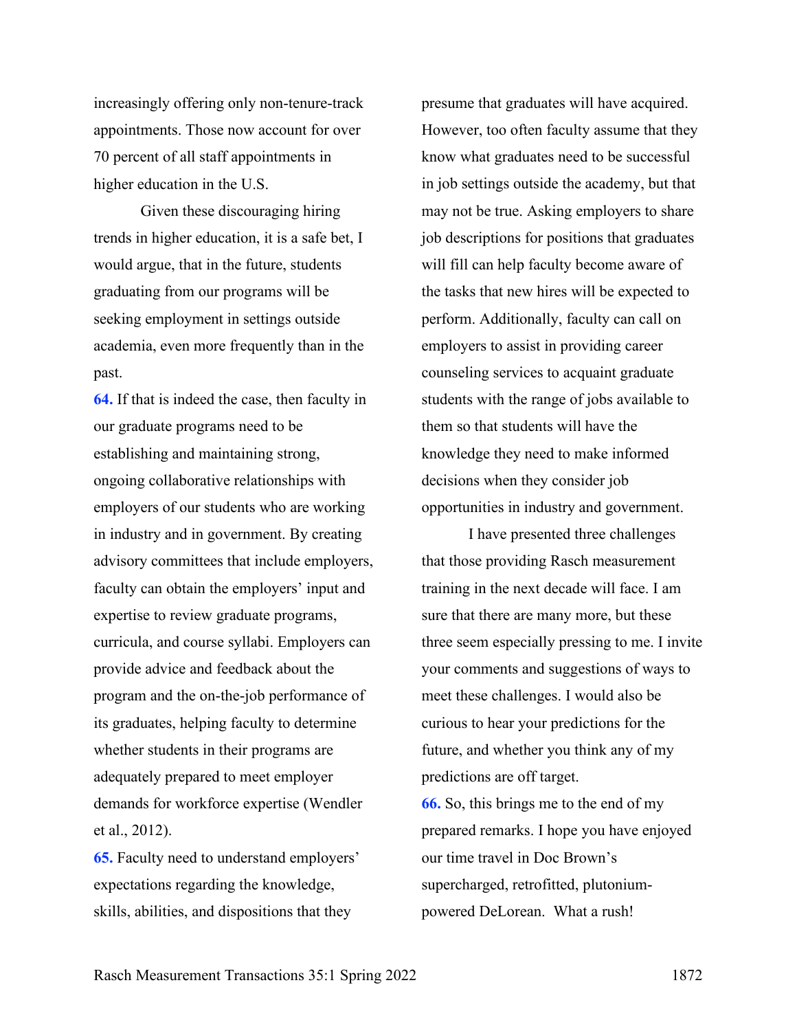increasingly offering only non-tenure-track appointments. Those now account for over 70 percent of all staff appointments in higher education in the U.S.

Given these discouraging hiring trends in higher education, it is a safe bet, I would argue, that in the future, students graduating from our programs will be seeking employment in settings outside academia, even more frequently than in the past.

**64.** If that is indeed the case, then faculty in our graduate programs need to be establishing and maintaining strong, ongoing collaborative relationships with employers of our students who are working in industry and in government. By creating advisory committees that include employers, faculty can obtain the employers' input and expertise to review graduate programs, curricula, and course syllabi. Employers can provide advice and feedback about the program and the on-the-job performance of its graduates, helping faculty to determine whether students in their programs are adequately prepared to meet employer demands for workforce expertise (Wendler et al., 2012).

**65.** Faculty need to understand employers' expectations regarding the knowledge, skills, abilities, and dispositions that they presume that graduates will have acquired. However, too often faculty assume that they know what graduates need to be successful in job settings outside the academy, but that may not be true. Asking employers to share job descriptions for positions that graduates will fill can help faculty become aware of the tasks that new hires will be expected to perform. Additionally, faculty can call on employers to assist in providing career counseling services to acquaint graduate students with the range of jobs available to them so that students will have the knowledge they need to make informed decisions when they consider job opportunities in industry and government.

I have presented three challenges that those providing Rasch measurement training in the next decade will face. I am sure that there are many more, but these three seem especially pressing to me. I invite your comments and suggestions of ways to meet these challenges. I would also be curious to hear your predictions for the future, and whether you think any of my predictions are off target.

**66.** So, this brings me to the end of my prepared remarks. I hope you have enjoyed our time travel in Doc Brown's supercharged, retrofitted, plutonium-powered DeLorean. What a rush!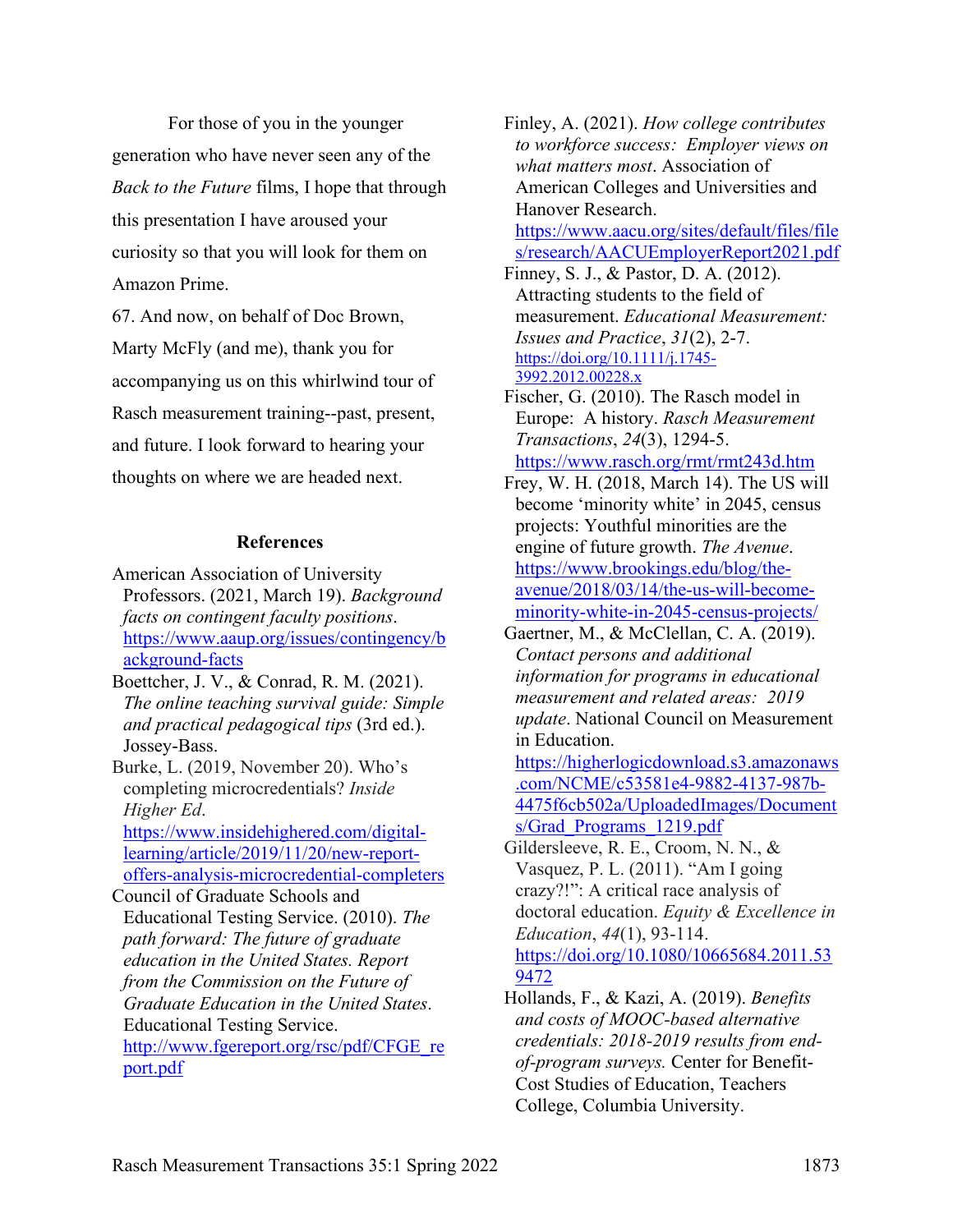For those of you in the younger generation who have never seen any of the *Back to the Future* films, I hope that through this presentation I have aroused your curiosity so that you will look for them on Amazon Prime.

67. And now, on behalf of Doc Brown, Marty McFly (and me), thank you for accompanying us on this whirlwind tour of Rasch measurement training--past, present, and future. I look forward to hearing your thoughts on where we are headed next.

### References

American Association of University Professors. (2021, March 19). *Background facts on contingent faculty positions*. https://www.aaup.org/issues/contingency/background-facts

Boettcher, J. V., & Conrad, R. M. (2021). *The online teaching survival guide: Simple and practical pedagogical tips* (3rd ed.). Jossey-Bass.

Burke, L. (2019, November 20). Who's completing microcredentials? *Inside Higher Ed*. https://www.insidehighered.com/digital-learning/article/2019/11/20/new-report-offers-analysis-microcredential-completers

Council of Graduate Schools and Educational Testing Service. (2010). *The path forward: The future of graduate education in the United States. Report from the Commission on the Future of Graduate Education in the United States*. Educational Testing Service. http://www.fgereport.org/rsc/pdf/CFGE_report.pdf

Finley, A. (2021). *How college contributes to workforce success: Employer views on what matters most*. Association of American Colleges and Universities and Hanover Research. https://www.aacu.org/sites/default/files/files/research/AACUEmployerReport2021.pdf

Finney, S. J., & Pastor, D. A. (2012). Attracting students to the field of measurement. *Educational Measurement: Issues and Practice*, *31*(2), 2-7. https://doi.org/10.1111/j.1745-3992.2012.00228.x

Fischer, G. (2010). The Rasch model in Europe: A history. *Rasch Measurement Transactions*, *24*(3), 1294-5. https://www.rasch.org/rmt/rmt243d.htm

Frey, W. H. (2018, March 14). The US will become 'minority white' in 2045, census projects: Youthful minorities are the engine of future growth. *The Avenue*. https://www.brookings.edu/blog/the-avenue/2018/03/14/the-us-will-become-minority-white-in-2045-census-projects/

Gaertner, M., & McClellan, C. A. (2019). *Contact persons and additional information for programs in educational measurement and related areas: 2019 update*. National Council on Measurement in Education. https://higherlogicdownload.s3.amazonaws.com/NCME/c53581e4-9882-4137-987b-4475f6cb502a/UploadedImages/Documents/Grad_Programs_1219.pdf

Gildersleeve, R. E., Croom, N. N., & Vasquez, P. L. (2011). "Am I going crazy?!": A critical race analysis of doctoral education. *Equity & Excellence in Education*, *44*(1), 93-114. https://doi.org/10.1080/10665684.2011.539472

Hollands, F., & Kazi, A. (2019). *Benefits and costs of MOOC-based alternative credentials: 2018-2019 results from end-of-program surveys.* Center for Benefit-Cost Studies of Education, Teachers College, Columbia University.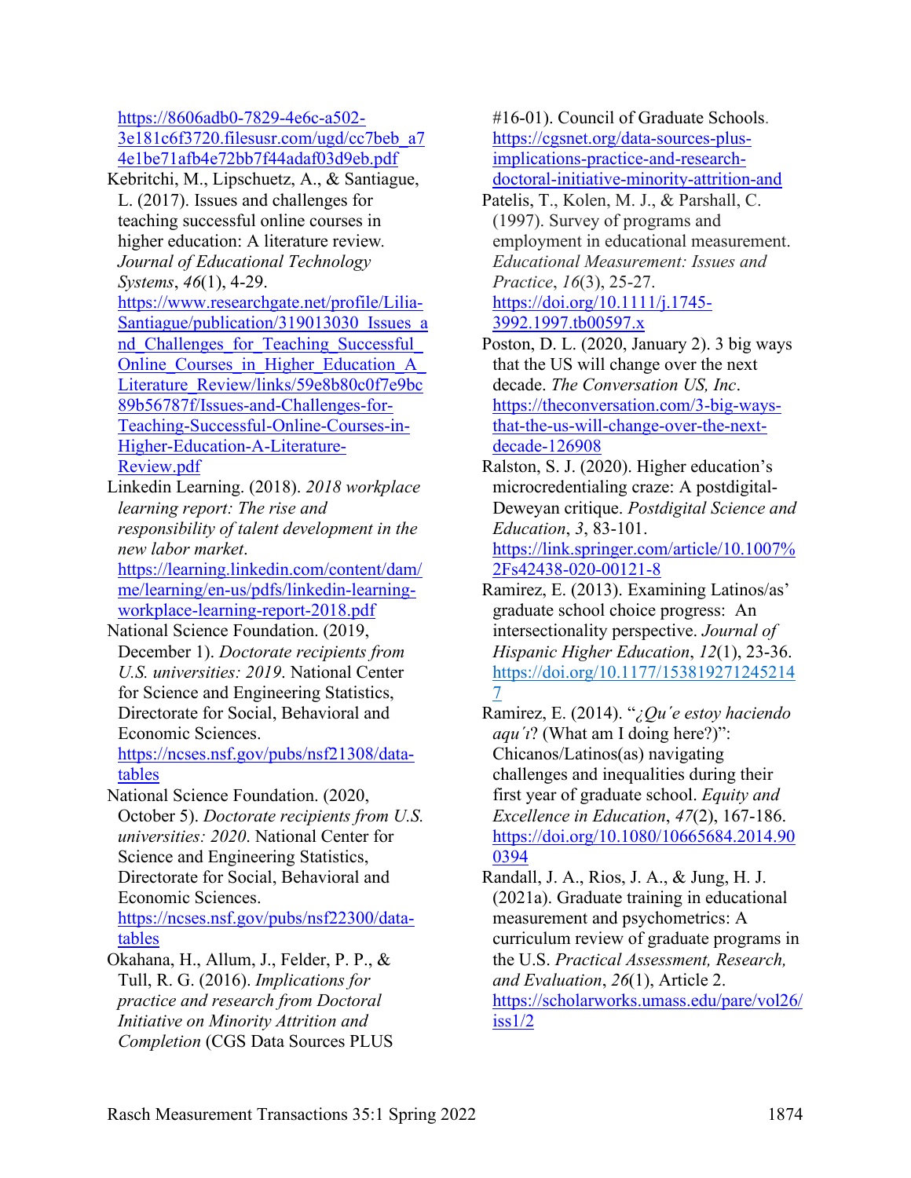https://8606adb0-7829-4e6c-a502-3e181c6f3720.filesusr.com/ugd/cc7beb_a74e1be71afb4e72bb7f44adaf03d9eb.pdf

Kebritchi, M., Lipschuetz, A., & Santiague, L. (2017). Issues and challenges for teaching successful online courses in higher education: A literature review. *Journal of Educational Technology Systems*, *46*(1), 4-29. https://www.researchgate.net/profile/Lilia-Santiague/publication/319013030_Issues_and_Challenges_for_Teaching_Successful_Online_Courses_in_Higher_Education_A_Literature_Review/links/59e8b80c0f7e9bc89b56787f/Issues-and-Challenges-for-Teaching-Successful-Online-Courses-in-Higher-Education-A-Literature-Review.pdf

Linkedin Learning. (2018). *2018 workplace learning report: The rise and responsibility of talent development in the new labor market*. https://learning.linkedin.com/content/dam/me/learning/en-us/pdfs/linkedin-learning-workplace-learning-report-2018.pdf

National Science Foundation. (2019, December 1). *Doctorate recipients from U.S. universities: 2019*. National Center for Science and Engineering Statistics, Directorate for Social, Behavioral and Economic Sciences. https://ncses.nsf.gov/pubs/nsf21308/data-tables

National Science Foundation. (2020, October 5). *Doctorate recipients from U.S. universities: 2020*. National Center for Science and Engineering Statistics, Directorate for Social, Behavioral and Economic Sciences. https://ncses.nsf.gov/pubs/nsf22300/data-tables

Okahana, H., Allum, J., Felder, P. P., & Tull, R. G. (2016). *Implications for practice and research from Doctoral Initiative on Minority Attrition and Completion* (CGS Data Sources PLUS #16-01). Council of Graduate Schools. https://cgsnet.org/data-sources-plus-implications-practice-and-research-doctoral-initiative-minority-attrition-and

Patelis, T., Kolen, M. J., & Parshall, C. (1997). Survey of programs and employment in educational measurement. *Educational Measurement: Issues and Practice*, *16*(3), 25-27. https://doi.org/10.1111/j.1745-3992.1997.tb00597.x

Poston, D. L. (2020, January 2). 3 big ways that the US will change over the next decade. *The Conversation US, Inc*. https://theconversation.com/3-big-ways-that-the-us-will-change-over-the-next-decade-126908

Ralston, S. J. (2020). Higher education's microcredentialing craze: A postdigital-Deweyan critique. *Postdigital Science and Education*, *3*, 83-101. https://link.springer.com/article/10.1007%2Fs42438-020-00121-8

Ramirez, E. (2013). Examining Latinos/as' graduate school choice progress: An intersectionality perspective. *Journal of Hispanic Higher Education*, *12*(1), 23-36. https://doi.org/10.1177/1538192712452147

Ramirez, E. (2014). "*¿Qu´e estoy haciendo aqu´ı*? (What am I doing here?)": Chicanos/Latinos(as) navigating challenges and inequalities during their first year of graduate school. *Equity and Excellence in Education*, *47*(2), 167-186. https://doi.org/10.1080/10665684.2014.900394

Randall, J. A., Rios, J. A., & Jung, H. J. (2021a). Graduate training in educational measurement and psychometrics: A curriculum review of graduate programs in the U.S. *Practical Assessment, Research, and Evaluation*, *26*(1), Article 2. https://scholarworks.umass.edu/pare/vol26/iss1/2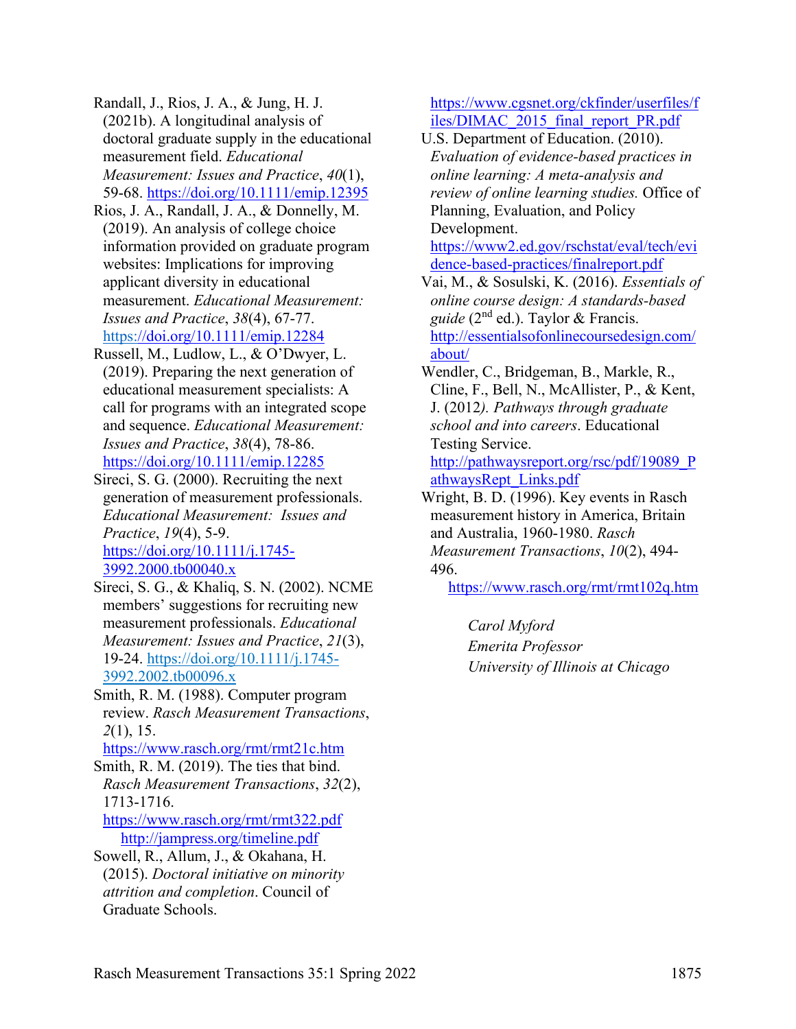Randall, J., Rios, J. A., & Jung, H. J. (2021b). A longitudinal analysis of doctoral graduate supply in the educational measurement field. *Educational Measurement: Issues and Practice*, *40*(1), 59-68. https://doi.org/10.1111/emip.12395

Rios, J. A., Randall, J. A., & Donnelly, M. (2019). An analysis of college choice information provided on graduate program websites: Implications for improving applicant diversity in educational measurement. *Educational Measurement: Issues and Practice*, *38*(4), 67-77. https://doi.org/10.1111/emip.12284

Russell, M., Ludlow, L., & O'Dwyer, L. (2019). Preparing the next generation of educational measurement specialists: A call for programs with an integrated scope and sequence. *Educational Measurement: Issues and Practice*, *38*(4), 78-86. https://doi.org/10.1111/emip.12285

Sireci, S. G. (2000). Recruiting the next generation of measurement professionals. *Educational Measurement: Issues and Practice*, *19*(4), 5-9. https://doi.org/10.1111/j.1745-3992.2000.tb00040.x

Sireci, S. G., & Khaliq, S. N. (2002). NCME members' suggestions for recruiting new measurement professionals. *Educational Measurement: Issues and Practice*, *21*(3), 19-24. https://doi.org/10.1111/j.1745-3992.2002.tb00096.x

Smith, R. M. (1988). Computer program review. *Rasch Measurement Transactions*, *2*(1), 15. https://www.rasch.org/rmt/rmt21c.htm

Smith, R. M. (2019). The ties that bind. *Rasch Measurement Transactions*, *32*(2), 1713-1716. https://www.rasch.org/rmt/rmt322.pdf http://jampress.org/timeline.pdf

Sowell, R., Allum, J., & Okahana, H. (2015). *Doctoral initiative on minority attrition and completion*. Council of Graduate Schools. https://www.cgsnet.org/ckfinder/userfiles/files/DIMAC_2015_final_report_PR.pdf

U.S. Department of Education. (2010). *Evaluation of evidence-based practices in online learning: A meta-analysis and review of online learning studies.* Office of Planning, Evaluation, and Policy Development. https://www2.ed.gov/rschstat/eval/tech/evidence-based-practices/finalreport.pdf

Vai, M., & Sosulski, K. (2016). *Essentials of online course design: A standards-based guide* (2nd ed.). Taylor & Francis. http://essentialsofonlinecoursedesign.com/about/

Wendler, C., Bridgeman, B., Markle, R., Cline, F., Bell, N., McAllister, P., & Kent, J. (2012*). Pathways through graduate school and into careers*. Educational Testing Service. http://pathwaysreport.org/rsc/pdf/19089_PathwaysRept_Links.pdf

Wright, B. D. (1996). Key events in Rasch measurement history in America, Britain and Australia, 1960-1980. *Rasch Measurement Transactions*, *10*(2), 494-496. https://www.rasch.org/rmt/rmt102q.htm

*Carol Myford*
*Emerita Professor*
*University of Illinois at Chicago*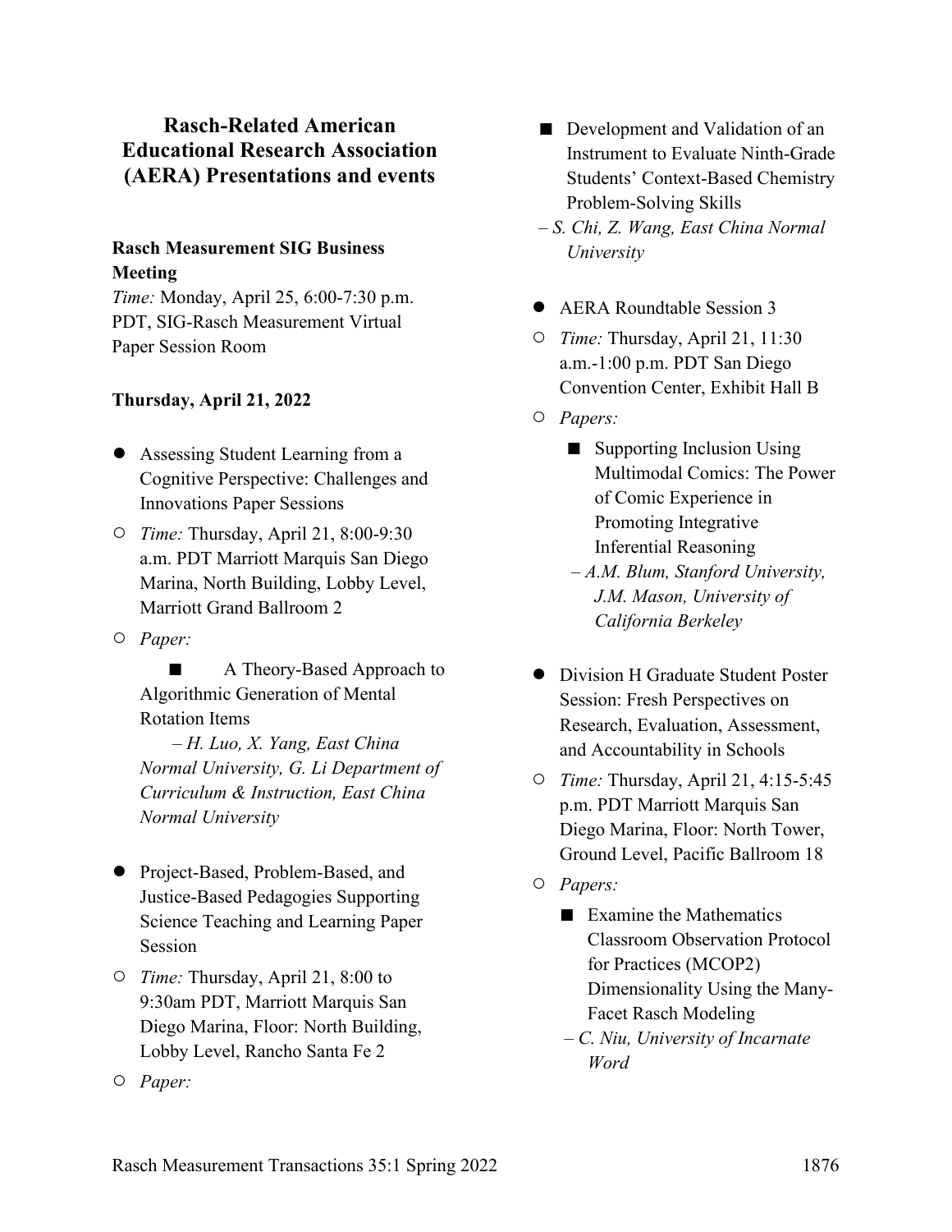# Rasch-Related American Educational Research Association (AERA) Presentations and events

**Rasch Measurement SIG Business Meeting**
*Time:* Monday, April 25, 6:00-7:30 p.m. PDT, SIG-Rasch Measurement Virtual Paper Session Room

**Thursday, April 21, 2022**

- Assessing Student Learning from a Cognitive Perspective: Challenges and Innovations Paper Sessions
  - *Time:* Thursday, April 21, 8:00-9:30 a.m. PDT Marriott Marquis San Diego Marina, North Building, Lobby Level, Marriott Grand Ballroom 2
  - *Paper:*
    - A Theory-Based Approach to Algorithmic Generation of Mental Rotation Items
      *– H. Luo, X. Yang, East China Normal University, G. Li Department of Curriculum & Instruction, East China Normal University*

- Project-Based, Problem-Based, and Justice-Based Pedagogies Supporting Science Teaching and Learning Paper Session
  - *Time:* Thursday, April 21, 8:00 to 9:30am PDT, Marriott Marquis San Diego Marina, Floor: North Building, Lobby Level, Rancho Santa Fe 2
  - *Paper:*
    - Development and Validation of an Instrument to Evaluate Ninth-Grade Students' Context-Based Chemistry Problem-Solving Skills
      *– S. Chi, Z. Wang, East China Normal University*

- AERA Roundtable Session 3
  - *Time:* Thursday, April 21, 11:30 a.m.-1:00 p.m. PDT San Diego Convention Center, Exhibit Hall B
  - *Papers:*
    - Supporting Inclusion Using Multimodal Comics: The Power of Comic Experience in Promoting Integrative Inferential Reasoning
      *– A.M. Blum, Stanford University, J.M. Mason, University of California Berkeley*

- Division H Graduate Student Poster Session: Fresh Perspectives on Research, Evaluation, Assessment, and Accountability in Schools
  - *Time:* Thursday, April 21, 4:15-5:45 p.m. PDT Marriott Marquis San Diego Marina, Floor: North Tower, Ground Level, Pacific Ballroom 18
  - *Papers:*
    - Examine the Mathematics Classroom Observation Protocol for Practices (MCOP2) Dimensionality Using the Many-Facet Rasch Modeling
      *– C. Niu, University of Incarnate Word*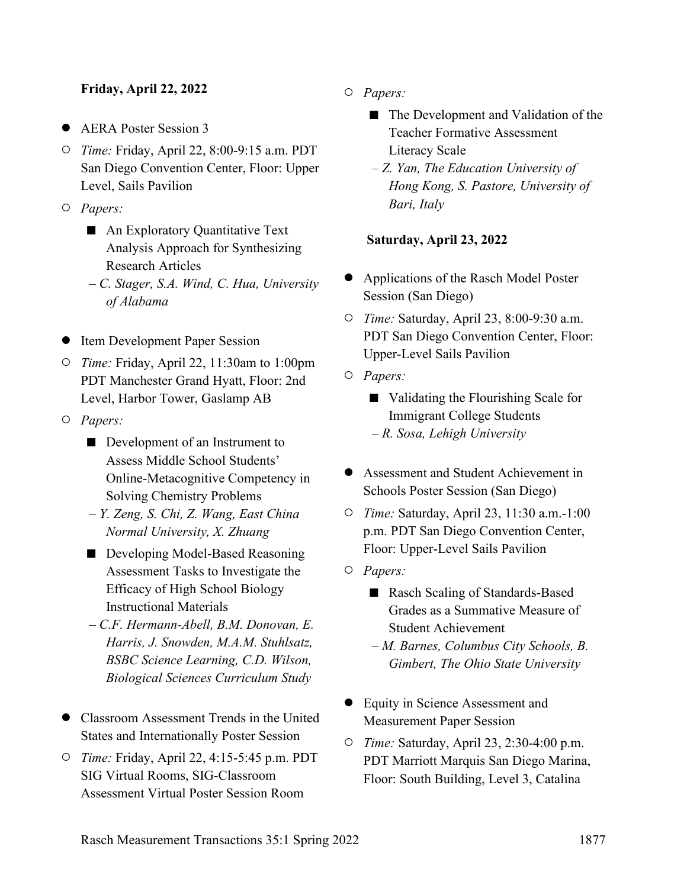**Friday, April 22, 2022**

- AERA Poster Session 3
  - *Time:* Friday, April 22, 8:00-9:15 a.m. PDT San Diego Convention Center, Floor: Upper Level, Sails Pavilion
  - *Papers:*
    - An Exploratory Quantitative Text Analysis Approach for Synthesizing Research Articles

      *– C. Stager, S.A. Wind, C. Hua, University of Alabama*

- Item Development Paper Session
  - *Time:* Friday, April 22, 11:30am to 1:00pm PDT Manchester Grand Hyatt, Floor: 2nd Level, Harbor Tower, Gaslamp AB
  - *Papers:*
    - Development of an Instrument to Assess Middle School Students' Online-Metacognitive Competency in Solving Chemistry Problems

      *– Y. Zeng, S. Chi, Z. Wang, East China Normal University, X. Zhuang*
    - Developing Model-Based Reasoning Assessment Tasks to Investigate the Efficacy of High School Biology Instructional Materials

      *– C.F. Hermann-Abell, B.M. Donovan, E. Harris, J. Snowden, M.A.M. Stuhlsatz, BSBC Science Learning, C.D. Wilson, Biological Sciences Curriculum Study*

- Classroom Assessment Trends in the United States and Internationally Poster Session
  - *Time:* Friday, April 22, 4:15-5:45 p.m. PDT SIG Virtual Rooms, SIG-Classroom Assessment Virtual Poster Session Room
  - *Papers:*
    - The Development and Validation of the Teacher Formative Assessment Literacy Scale

      *– Z. Yan, The Education University of Hong Kong, S. Pastore, University of Bari, Italy*

**Saturday, April 23, 2022**

- Applications of the Rasch Model Poster Session (San Diego)
  - *Time:* Saturday, April 23, 8:00-9:30 a.m. PDT San Diego Convention Center, Floor: Upper-Level Sails Pavilion
  - *Papers:*
    - Validating the Flourishing Scale for Immigrant College Students

      *– R. Sosa, Lehigh University*

- Assessment and Student Achievement in Schools Poster Session (San Diego)
  - *Time:* Saturday, April 23, 11:30 a.m.-1:00 p.m. PDT San Diego Convention Center, Floor: Upper-Level Sails Pavilion
  - *Papers:*
    - Rasch Scaling of Standards-Based Grades as a Summative Measure of Student Achievement

      *– M. Barnes, Columbus City Schools, B. Gimbert, The Ohio State University*

- Equity in Science Assessment and Measurement Paper Session
  - *Time:* Saturday, April 23, 2:30-4:00 p.m. PDT Marriott Marquis San Diego Marina, Floor: South Building, Level 3, Catalina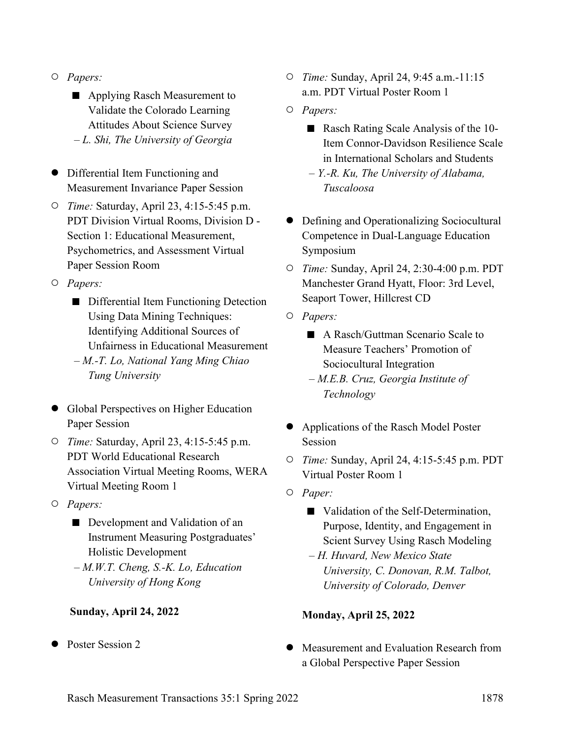- *Papers:*
  - Applying Rasch Measurement to Validate the Colorado Learning Attitudes About Science Survey
    
    *– L. Shi, The University of Georgia*

- Differential Item Functioning and Measurement Invariance Paper Session
  - *Time:* Saturday, April 23, 4:15-5:45 p.m. PDT Division Virtual Rooms, Division D - Section 1: Educational Measurement, Psychometrics, and Assessment Virtual Paper Session Room
  - *Papers:*
    - Differential Item Functioning Detection Using Data Mining Techniques: Identifying Additional Sources of Unfairness in Educational Measurement
      
      *– M.-T. Lo, National Yang Ming Chiao Tung University*

- Global Perspectives on Higher Education Paper Session
  - *Time:* Saturday, April 23, 4:15-5:45 p.m. PDT World Educational Research Association Virtual Meeting Rooms, WERA Virtual Meeting Room 1
  - *Papers:*
    - Development and Validation of an Instrument Measuring Postgraduates' Holistic Development
      
      *– M.W.T. Cheng, S.-K. Lo, Education University of Hong Kong*

**Sunday, April 24, 2022**

- Poster Session 2
  - *Time:* Sunday, April 24, 9:45 a.m.-11:15 a.m. PDT Virtual Poster Room 1
  - *Papers:*
    - Rasch Rating Scale Analysis of the 10-Item Connor-Davidson Resilience Scale in International Scholars and Students
      
      *– Y.-R. Ku, The University of Alabama, Tuscaloosa*

- Defining and Operationalizing Sociocultural Competence in Dual-Language Education Symposium
  - *Time:* Sunday, April 24, 2:30-4:00 p.m. PDT Manchester Grand Hyatt, Floor: 3rd Level, Seaport Tower, Hillcrest CD
  - *Papers:*
    - A Rasch/Guttman Scenario Scale to Measure Teachers' Promotion of Sociocultural Integration
      
      *– M.E.B. Cruz, Georgia Institute of Technology*

- Applications of the Rasch Model Poster Session
  - *Time:* Sunday, April 24, 4:15-5:45 p.m. PDT Virtual Poster Room 1
  - *Paper:*
    - Validation of the Self-Determination, Purpose, Identity, and Engagement in Scient Survey Using Rasch Modeling
      
      *– H. Huvard, New Mexico State University, C. Donovan, R.M. Talbot, University of Colorado, Denver*

**Monday, April 25, 2022**

- Measurement and Evaluation Research from a Global Perspective Paper Session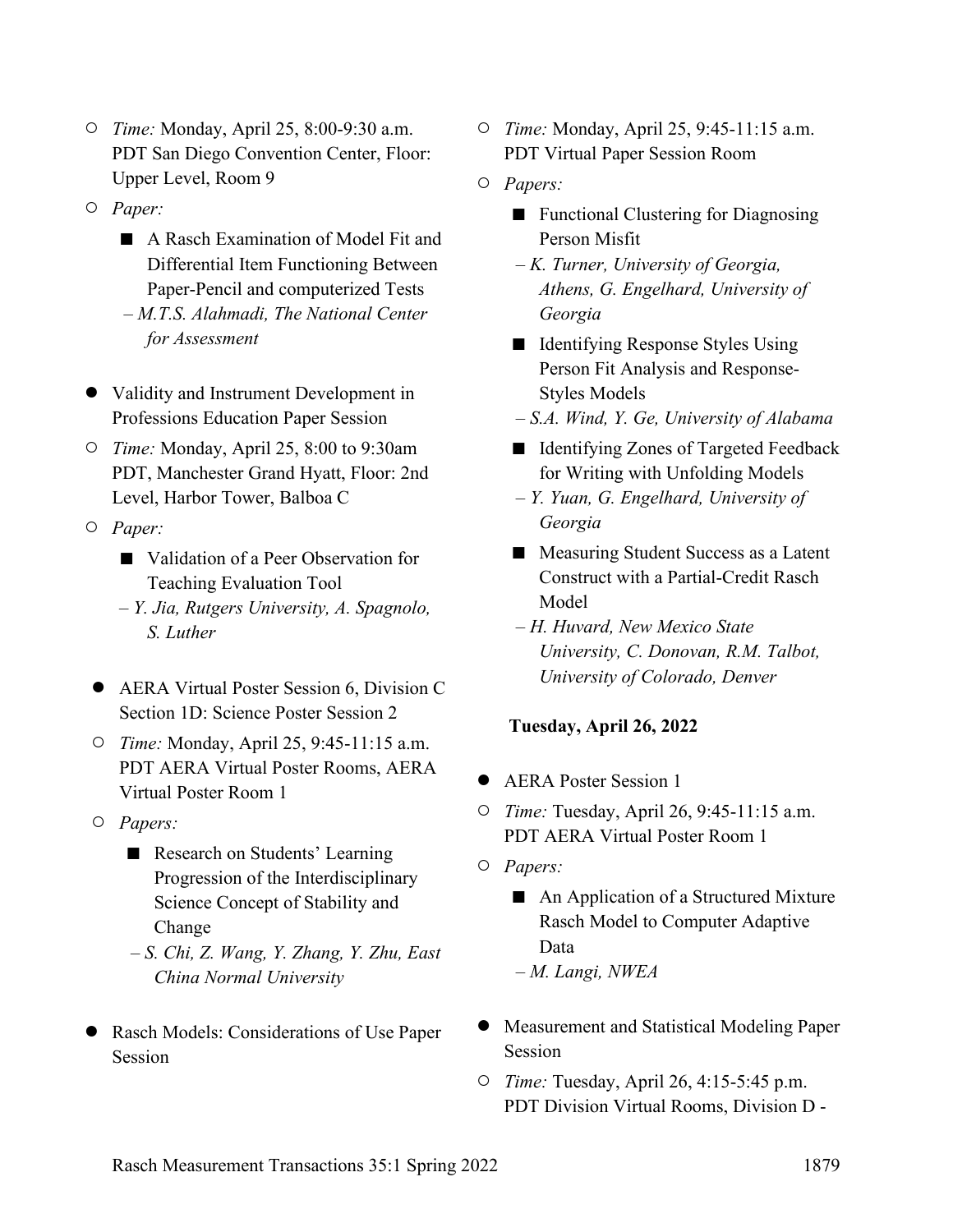- *Time:* Monday, April 25, 8:00-9:30 a.m. PDT San Diego Convention Center, Floor: Upper Level, Room 9
- *Paper:*
  - A Rasch Examination of Model Fit and Differential Item Functioning Between Paper-Pencil and computerized Tests
  
    *– M.T.S. Alahmadi, The National Center for Assessment*

- Validity and Instrument Development in Professions Education Paper Session
  - *Time:* Monday, April 25, 8:00 to 9:30am PDT, Manchester Grand Hyatt, Floor: 2nd Level, Harbor Tower, Balboa C
  - *Paper:*
    - Validation of a Peer Observation for Teaching Evaluation Tool
    
      *– Y. Jia, Rutgers University, A. Spagnolo, S. Luther*

- AERA Virtual Poster Session 6, Division C Section 1D: Science Poster Session 2
  - *Time:* Monday, April 25, 9:45-11:15 a.m. PDT AERA Virtual Poster Rooms, AERA Virtual Poster Room 1
  - *Papers:*
    - Research on Students' Learning Progression of the Interdisciplinary Science Concept of Stability and Change
    
      *– S. Chi, Z. Wang, Y. Zhang, Y. Zhu, East China Normal University*

- Rasch Models: Considerations of Use Paper Session
  - *Time:* Monday, April 25, 9:45-11:15 a.m. PDT Virtual Paper Session Room
  - *Papers:*
    - Functional Clustering for Diagnosing Person Misfit
    
      *– K. Turner, University of Georgia, Athens, G. Engelhard, University of Georgia*
    - Identifying Response Styles Using Person Fit Analysis and Response-Styles Models
    
      *– S.A. Wind, Y. Ge, University of Alabama*
    - Identifying Zones of Targeted Feedback for Writing with Unfolding Models
    
      *– Y. Yuan, G. Engelhard, University of Georgia*
    - Measuring Student Success as a Latent Construct with a Partial-Credit Rasch Model
    
      *– H. Huvard, New Mexico State University, C. Donovan, R.M. Talbot, University of Colorado, Denver*

**Tuesday, April 26, 2022**

- AERA Poster Session 1
  - *Time:* Tuesday, April 26, 9:45-11:15 a.m. PDT AERA Virtual Poster Room 1
  - *Papers:*
    - An Application of a Structured Mixture Rasch Model to Computer Adaptive Data
    
      *– M. Langi, NWEA*

- Measurement and Statistical Modeling Paper Session
  - *Time:* Tuesday, April 26, 4:15-5:45 p.m. PDT Division Virtual Rooms, Division D -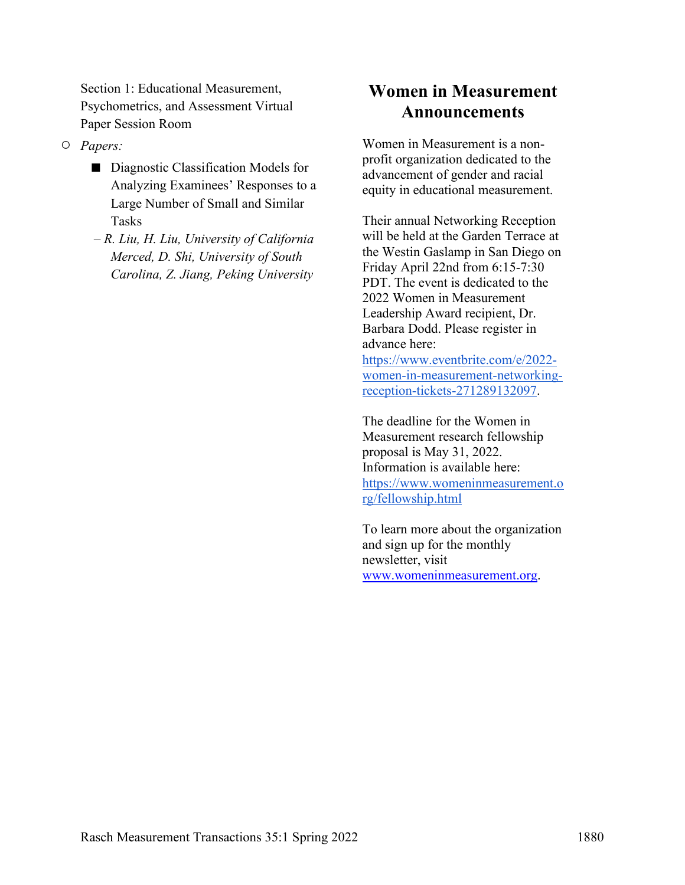Section 1: Educational Measurement, Psychometrics, and Assessment Virtual Paper Session Room

- *Papers:*
  - Diagnostic Classification Models for Analyzing Examinees' Responses to a Large Number of Small and Similar Tasks
  
    *– R. Liu, H. Liu, University of California Merced, D. Shi, University of South Carolina, Z. Jiang, Peking University*

## Women in Measurement Announcements

Women in Measurement is a non-profit organization dedicated to the advancement of gender and racial equity in educational measurement.

Their annual Networking Reception will be held at the Garden Terrace at the Westin Gaslamp in San Diego on Friday April 22nd from 6:15-7:30 PDT. The event is dedicated to the 2022 Women in Measurement Leadership Award recipient, Dr. Barbara Dodd. Please register in advance here: https://www.eventbrite.com/e/2022-women-in-measurement-networking-reception-tickets-271289132097.

The deadline for the Women in Measurement research fellowship proposal is May 31, 2022. Information is available here: https://www.womeninmeasurement.org/fellowship.html

To learn more about the organization and sign up for the monthly newsletter, visit www.womeninmeasurement.org.